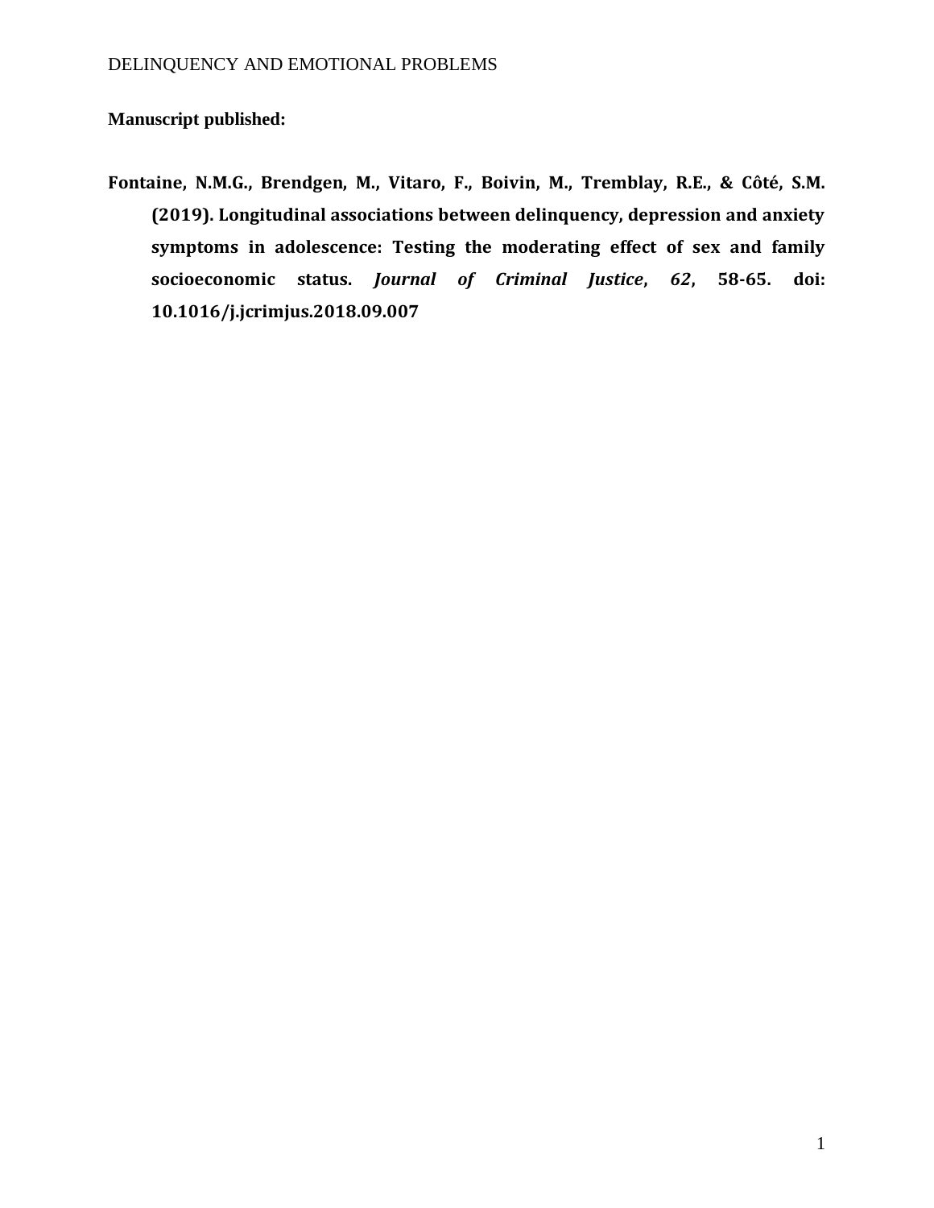**Manuscript published:**

**Fontaine, N.M.G., Brendgen, M., Vitaro, F., Boivin, M., Tremblay, R.E., & Côté, S.M. (2019). Longitudinal associations between delinquency, depression and anxiety symptoms in adolescence: Testing the moderating effect of sex and family socioeconomic status. *Journal of Criminal Justice*, *62*, 58-65. doi: 10.1016/j.jcrimjus.2018.09.007**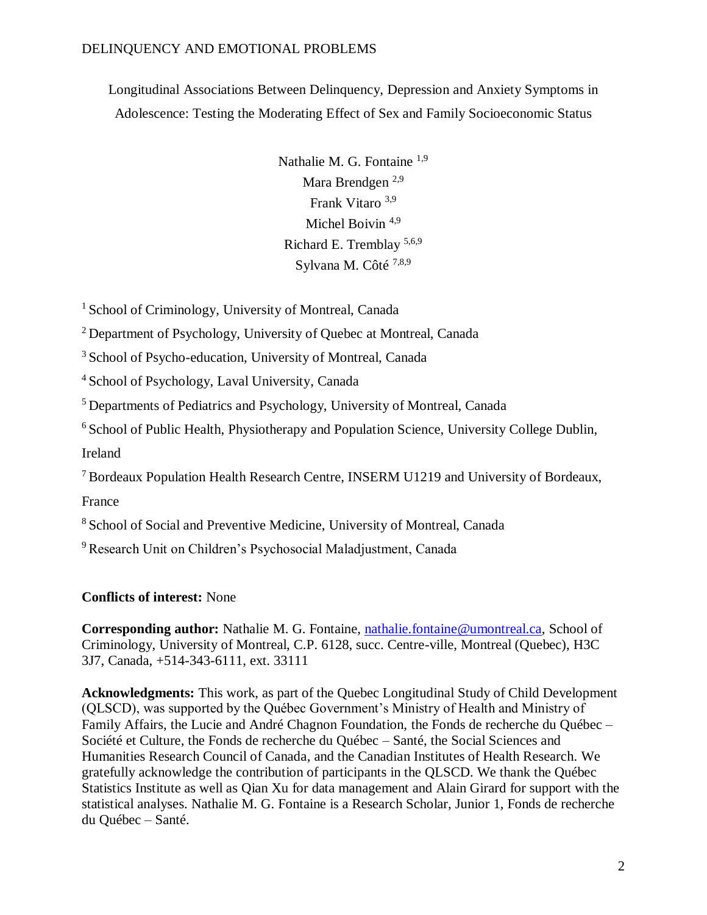Longitudinal Associations Between Delinquency, Depression and Anxiety Symptoms in Adolescence: Testing the Moderating Effect of Sex and Family Socioeconomic Status

Nathalie M. G. Fontaine [1,9]
Mara Brendgen [2,9]
Frank Vitaro [3,9]
Michel Boivin [4,9]
Richard E. Tremblay [5,6,9]
Sylvana M. Côté [7,8,9]

[1] School of Criminology, University of Montreal, Canada

[2] Department of Psychology, University of Quebec at Montreal, Canada

[3] School of Psycho-education, University of Montreal, Canada

[4] School of Psychology, Laval University, Canada

[5] Departments of Pediatrics and Psychology, University of Montreal, Canada

[6] School of Public Health, Physiotherapy and Population Science, University College Dublin, Ireland

[7] Bordeaux Population Health Research Centre, INSERM U1219 and University of Bordeaux, France

[8] School of Social and Preventive Medicine, University of Montreal, Canada

[9] Research Unit on Children's Psychosocial Maladjustment, Canada

**Conflicts of interest:** None

**Corresponding author:** Nathalie M. G. Fontaine, nathalie.fontaine@umontreal.ca, School of Criminology, University of Montreal, C.P. 6128, succ. Centre-ville, Montreal (Quebec), H3C 3J7, Canada, +514-343-6111, ext. 33111

**Acknowledgments:** This work, as part of the Quebec Longitudinal Study of Child Development (QLSCD), was supported by the Québec Government's Ministry of Health and Ministry of Family Affairs, the Lucie and André Chagnon Foundation, the Fonds de recherche du Québec – Société et Culture, the Fonds de recherche du Québec – Santé, the Social Sciences and Humanities Research Council of Canada, and the Canadian Institutes of Health Research. We gratefully acknowledge the contribution of participants in the QLSCD. We thank the Québec Statistics Institute as well as Qian Xu for data management and Alain Girard for support with the statistical analyses. Nathalie M. G. Fontaine is a Research Scholar, Junior 1, Fonds de recherche du Québec – Santé.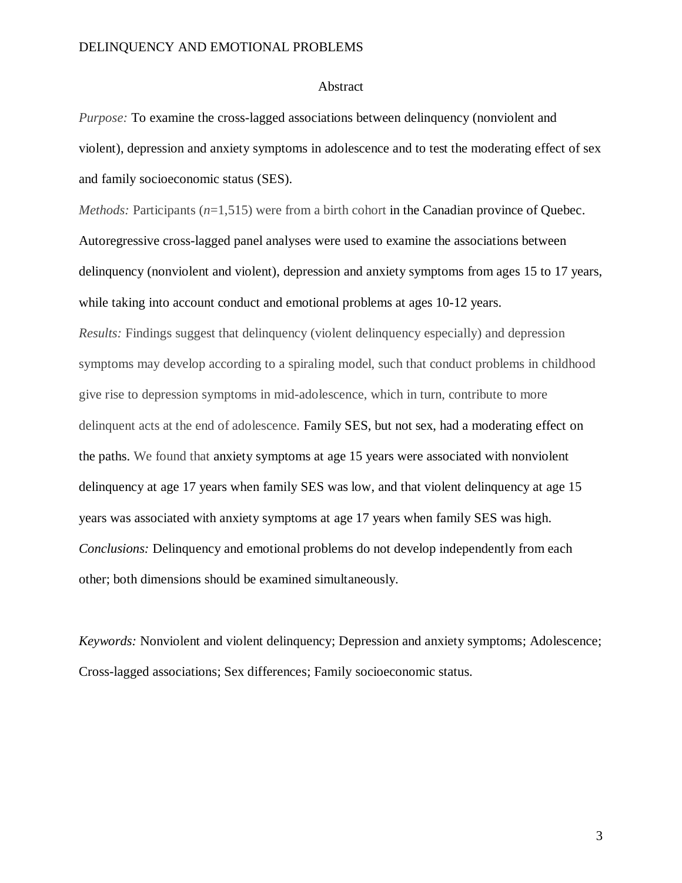## Abstract

*Purpose:* To examine the cross-lagged associations between delinquency (nonviolent and violent), depression and anxiety symptoms in adolescence and to test the moderating effect of sex and family socioeconomic status (SES).

*Methods:* Participants (*n*=1,515) were from a birth cohort in the Canadian province of Quebec. Autoregressive cross-lagged panel analyses were used to examine the associations between delinquency (nonviolent and violent), depression and anxiety symptoms from ages 15 to 17 years, while taking into account conduct and emotional problems at ages 10-12 years.

*Results:* Findings suggest that delinquency (violent delinquency especially) and depression symptoms may develop according to a spiraling model, such that conduct problems in childhood give rise to depression symptoms in mid-adolescence, which in turn, contribute to more delinquent acts at the end of adolescence. Family SES, but not sex, had a moderating effect on the paths. We found that anxiety symptoms at age 15 years were associated with nonviolent delinquency at age 17 years when family SES was low, and that violent delinquency at age 15 years was associated with anxiety symptoms at age 17 years when family SES was high.

*Conclusions:* Delinquency and emotional problems do not develop independently from each other; both dimensions should be examined simultaneously.

*Keywords:* Nonviolent and violent delinquency; Depression and anxiety symptoms; Adolescence; Cross-lagged associations; Sex differences; Family socioeconomic status.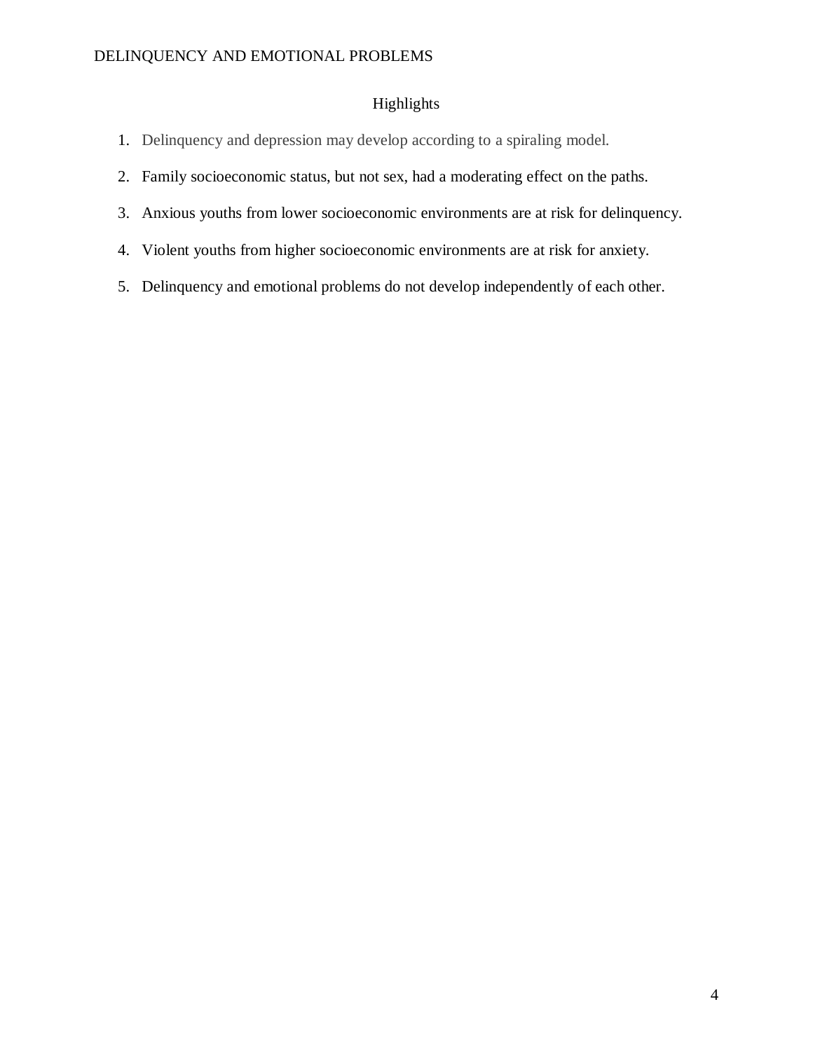## Highlights

1. Delinquency and depression may develop according to a spiraling model.
2. Family socioeconomic status, but not sex, had a moderating effect on the paths.
3. Anxious youths from lower socioeconomic environments are at risk for delinquency.
4. Violent youths from higher socioeconomic environments are at risk for anxiety.
5. Delinquency and emotional problems do not develop independently of each other.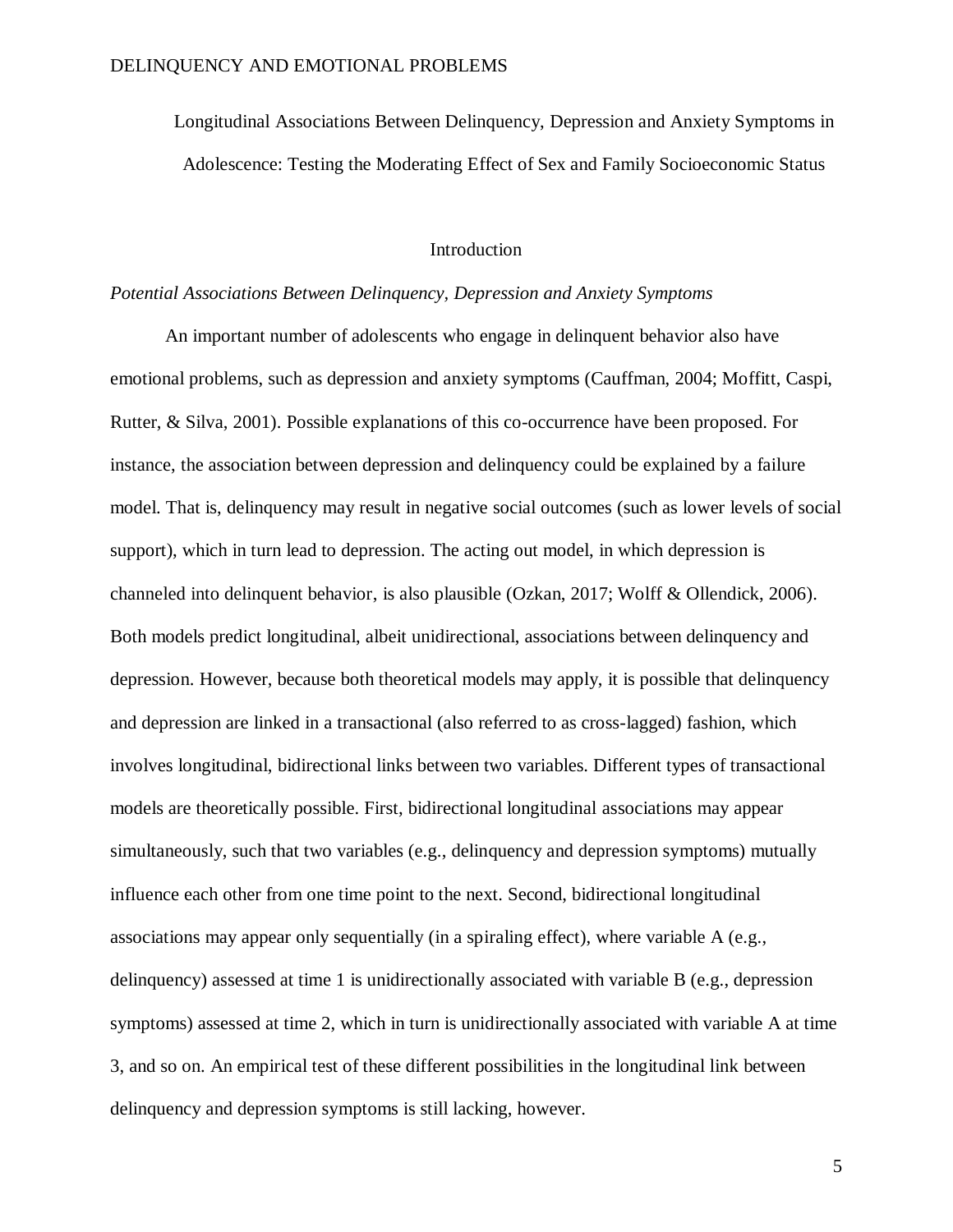Longitudinal Associations Between Delinquency, Depression and Anxiety Symptoms in Adolescence: Testing the Moderating Effect of Sex and Family Socioeconomic Status

## Introduction

### *Potential Associations Between Delinquency, Depression and Anxiety Symptoms*

An important number of adolescents who engage in delinquent behavior also have emotional problems, such as depression and anxiety symptoms (Cauffman, 2004; Moffitt, Caspi, Rutter, & Silva, 2001). Possible explanations of this co-occurrence have been proposed. For instance, the association between depression and delinquency could be explained by a failure model. That is, delinquency may result in negative social outcomes (such as lower levels of social support), which in turn lead to depression. The acting out model, in which depression is channeled into delinquent behavior, is also plausible (Ozkan, 2017; Wolff & Ollendick, 2006). Both models predict longitudinal, albeit unidirectional, associations between delinquency and depression. However, because both theoretical models may apply, it is possible that delinquency and depression are linked in a transactional (also referred to as cross-lagged) fashion, which involves longitudinal, bidirectional links between two variables. Different types of transactional models are theoretically possible. First, bidirectional longitudinal associations may appear simultaneously, such that two variables (e.g., delinquency and depression symptoms) mutually influence each other from one time point to the next. Second, bidirectional longitudinal associations may appear only sequentially (in a spiraling effect), where variable A (e.g., delinquency) assessed at time 1 is unidirectionally associated with variable B (e.g., depression symptoms) assessed at time 2, which in turn is unidirectionally associated with variable A at time 3, and so on. An empirical test of these different possibilities in the longitudinal link between delinquency and depression symptoms is still lacking, however.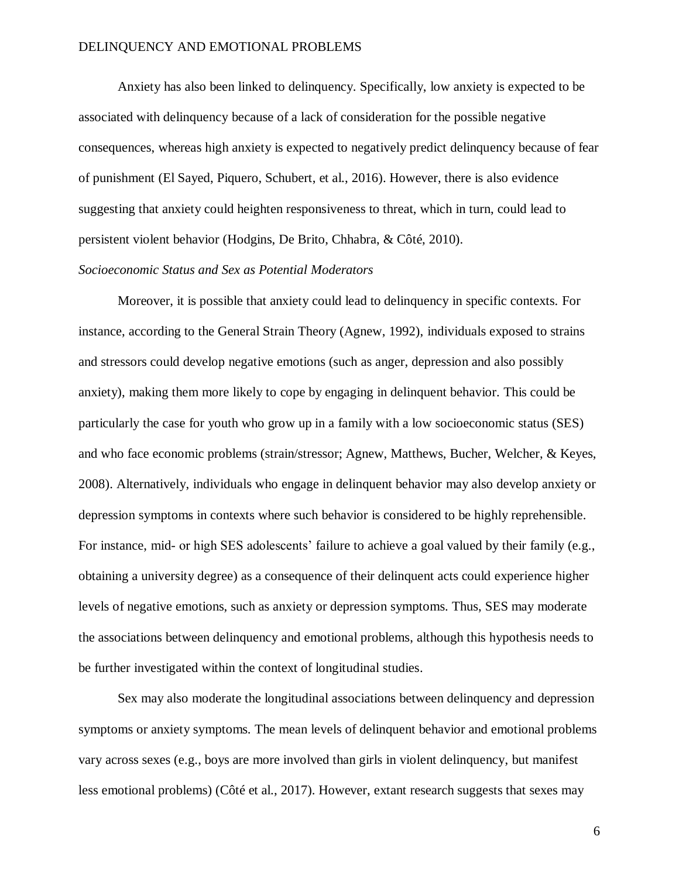Anxiety has also been linked to delinquency. Specifically, low anxiety is expected to be associated with delinquency because of a lack of consideration for the possible negative consequences, whereas high anxiety is expected to negatively predict delinquency because of fear of punishment (El Sayed, Piquero, Schubert, et al., 2016). However, there is also evidence suggesting that anxiety could heighten responsiveness to threat, which in turn, could lead to persistent violent behavior (Hodgins, De Brito, Chhabra, & Côté, 2010).

*Socioeconomic Status and Sex as Potential Moderators*

Moreover, it is possible that anxiety could lead to delinquency in specific contexts. For instance, according to the General Strain Theory (Agnew, 1992), individuals exposed to strains and stressors could develop negative emotions (such as anger, depression and also possibly anxiety), making them more likely to cope by engaging in delinquent behavior. This could be particularly the case for youth who grow up in a family with a low socioeconomic status (SES) and who face economic problems (strain/stressor; Agnew, Matthews, Bucher, Welcher, & Keyes, 2008). Alternatively, individuals who engage in delinquent behavior may also develop anxiety or depression symptoms in contexts where such behavior is considered to be highly reprehensible. For instance, mid- or high SES adolescents' failure to achieve a goal valued by their family (e.g., obtaining a university degree) as a consequence of their delinquent acts could experience higher levels of negative emotions, such as anxiety or depression symptoms. Thus, SES may moderate the associations between delinquency and emotional problems, although this hypothesis needs to be further investigated within the context of longitudinal studies.

Sex may also moderate the longitudinal associations between delinquency and depression symptoms or anxiety symptoms. The mean levels of delinquent behavior and emotional problems vary across sexes (e.g., boys are more involved than girls in violent delinquency, but manifest less emotional problems) (Côté et al., 2017). However, extant research suggests that sexes may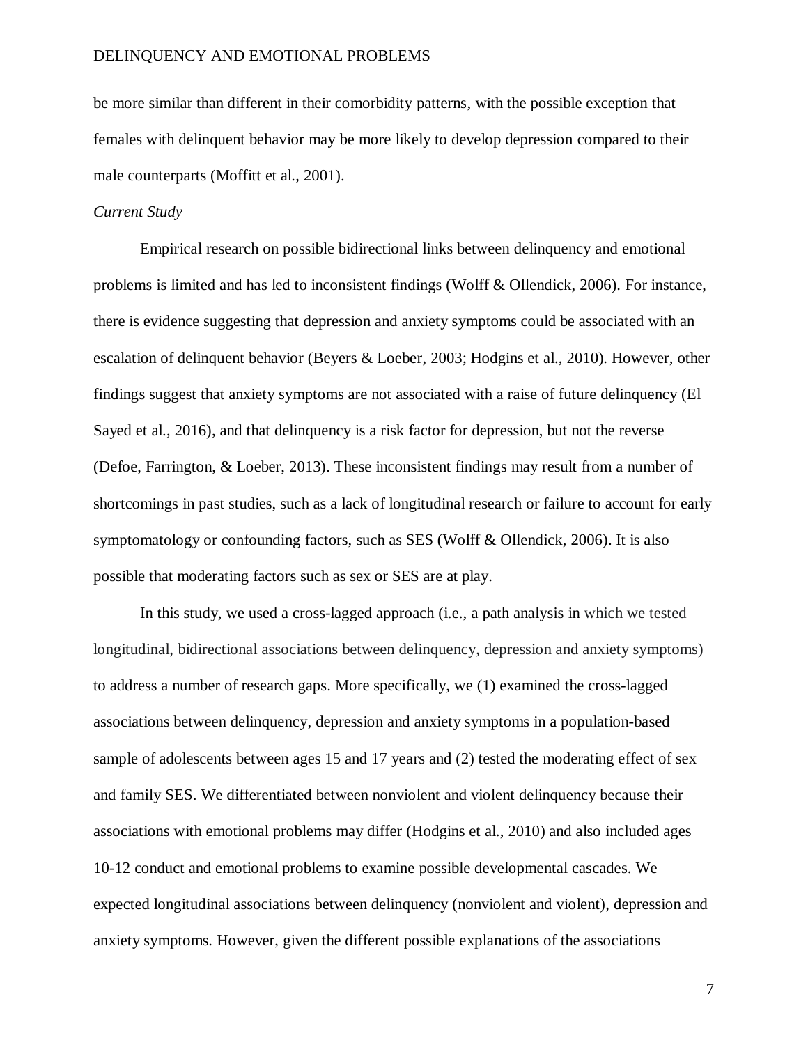be more similar than different in their comorbidity patterns, with the possible exception that females with delinquent behavior may be more likely to develop depression compared to their male counterparts (Moffitt et al., 2001).

*Current Study*

Empirical research on possible bidirectional links between delinquency and emotional problems is limited and has led to inconsistent findings (Wolff & Ollendick, 2006). For instance, there is evidence suggesting that depression and anxiety symptoms could be associated with an escalation of delinquent behavior (Beyers & Loeber, 2003; Hodgins et al., 2010). However, other findings suggest that anxiety symptoms are not associated with a raise of future delinquency (El Sayed et al., 2016), and that delinquency is a risk factor for depression, but not the reverse (Defoe, Farrington, & Loeber, 2013). These inconsistent findings may result from a number of shortcomings in past studies, such as a lack of longitudinal research or failure to account for early symptomatology or confounding factors, such as SES (Wolff & Ollendick, 2006). It is also possible that moderating factors such as sex or SES are at play.

In this study, we used a cross-lagged approach (i.e., a path analysis in which we tested longitudinal, bidirectional associations between delinquency, depression and anxiety symptoms) to address a number of research gaps. More specifically, we (1) examined the cross-lagged associations between delinquency, depression and anxiety symptoms in a population-based sample of adolescents between ages 15 and 17 years and (2) tested the moderating effect of sex and family SES. We differentiated between nonviolent and violent delinquency because their associations with emotional problems may differ (Hodgins et al., 2010) and also included ages 10-12 conduct and emotional problems to examine possible developmental cascades. We expected longitudinal associations between delinquency (nonviolent and violent), depression and anxiety symptoms. However, given the different possible explanations of the associations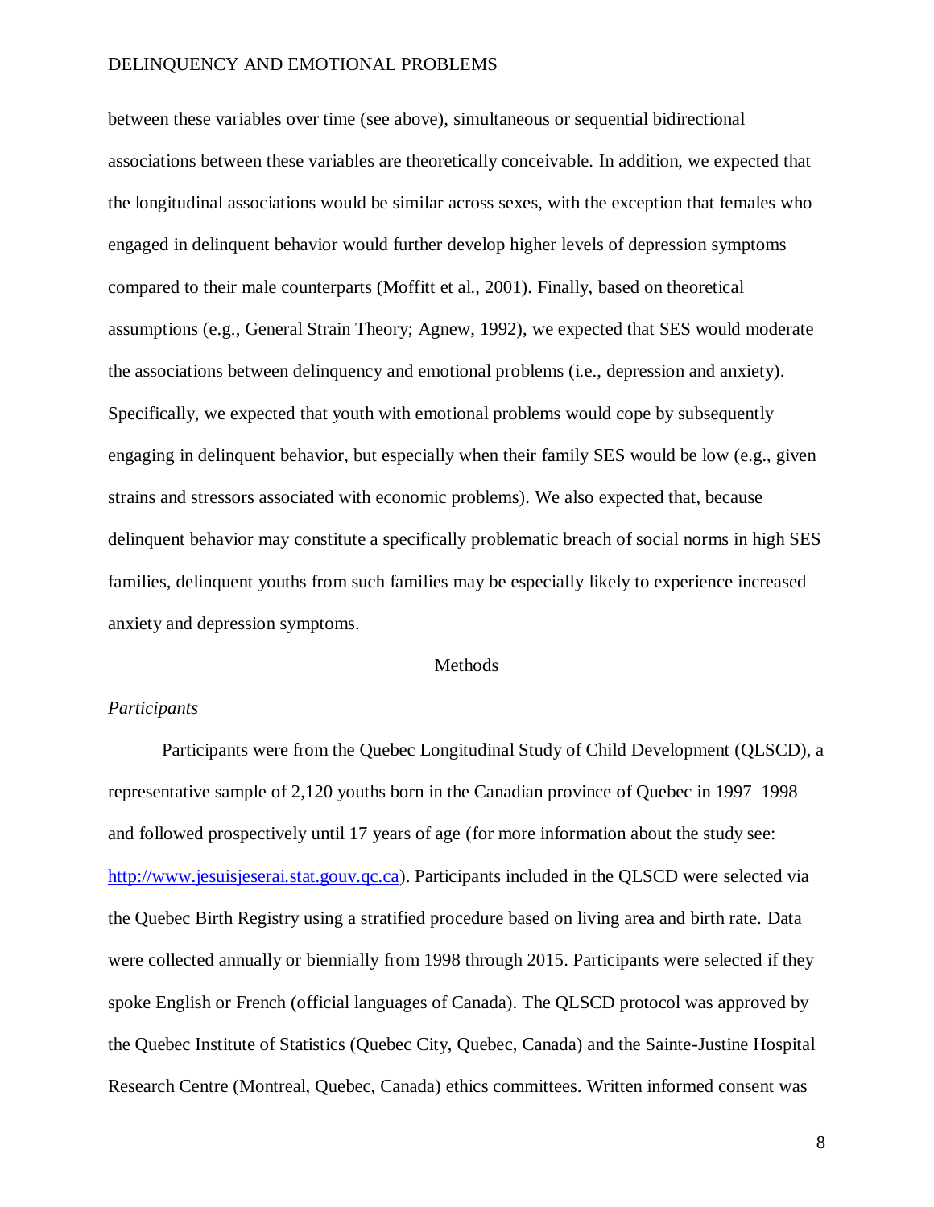between these variables over time (see above), simultaneous or sequential bidirectional associations between these variables are theoretically conceivable. In addition, we expected that the longitudinal associations would be similar across sexes, with the exception that females who engaged in delinquent behavior would further develop higher levels of depression symptoms compared to their male counterparts (Moffitt et al., 2001). Finally, based on theoretical assumptions (e.g., General Strain Theory; Agnew, 1992), we expected that SES would moderate the associations between delinquency and emotional problems (i.e., depression and anxiety). Specifically, we expected that youth with emotional problems would cope by subsequently engaging in delinquent behavior, but especially when their family SES would be low (e.g., given strains and stressors associated with economic problems). We also expected that, because delinquent behavior may constitute a specifically problematic breach of social norms in high SES families, delinquent youths from such families may be especially likely to experience increased anxiety and depression symptoms.

## Methods

### *Participants*

Participants were from the Quebec Longitudinal Study of Child Development (QLSCD), a representative sample of 2,120 youths born in the Canadian province of Quebec in 1997–1998 and followed prospectively until 17 years of age (for more information about the study see: [http://www.jesuisjeserai.stat.gouv.qc.ca](http://www.jesuisjeserai.stat.gouv.qc.ca)). Participants included in the QLSCD were selected via the Quebec Birth Registry using a stratified procedure based on living area and birth rate. Data were collected annually or biennially from 1998 through 2015. Participants were selected if they spoke English or French (official languages of Canada). The QLSCD protocol was approved by the Quebec Institute of Statistics (Quebec City, Quebec, Canada) and the Sainte-Justine Hospital Research Centre (Montreal, Quebec, Canada) ethics committees. Written informed consent was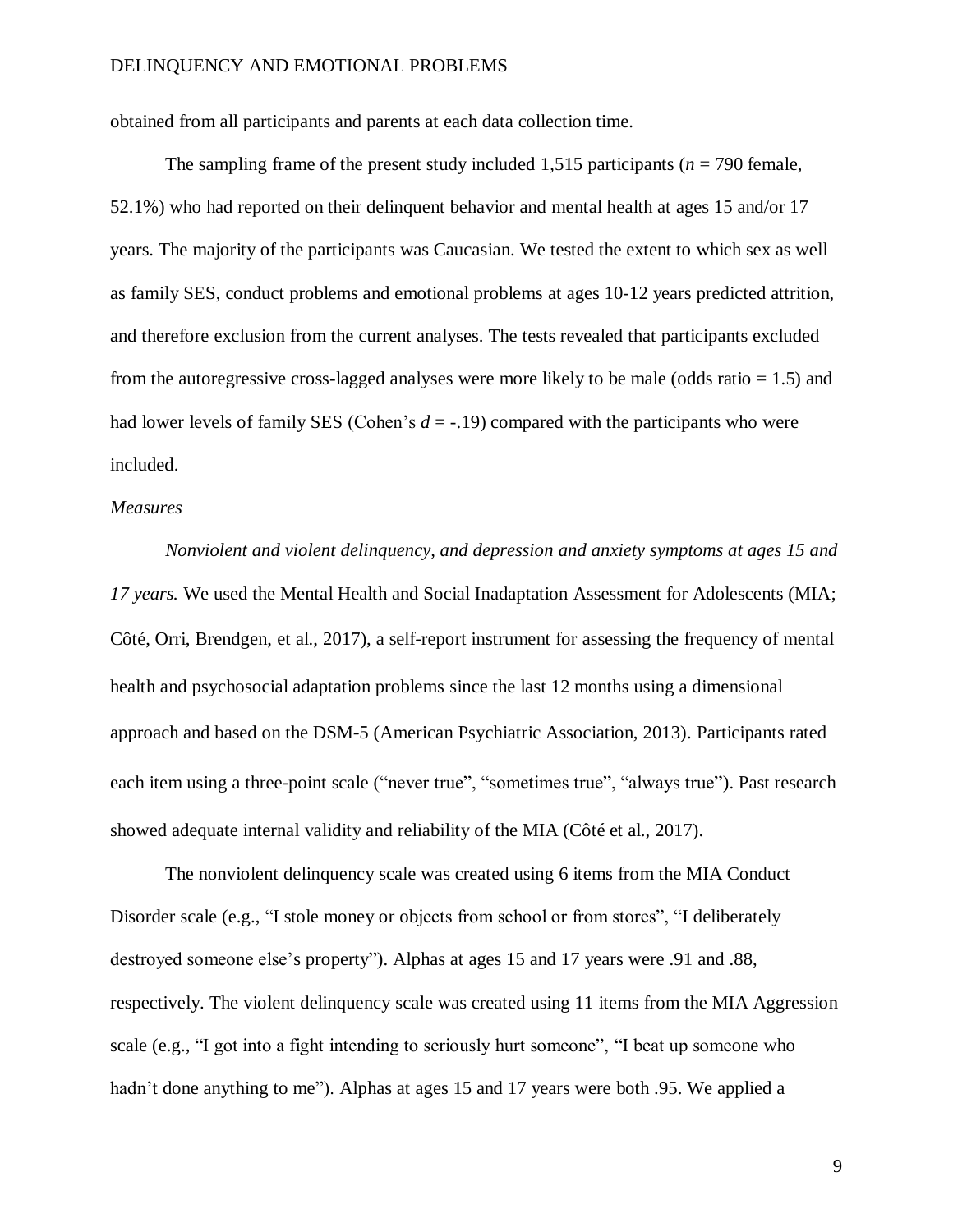obtained from all participants and parents at each data collection time.

The sampling frame of the present study included 1,515 participants ($n$ = 790 female, 52.1%) who had reported on their delinquent behavior and mental health at ages 15 and/or 17 years. The majority of the participants was Caucasian. We tested the extent to which sex as well as family SES, conduct problems and emotional problems at ages 10-12 years predicted attrition, and therefore exclusion from the current analyses. The tests revealed that participants excluded from the autoregressive cross-lagged analyses were more likely to be male (odds ratio = 1.5) and had lower levels of family SES (Cohen's $d$ = -.19) compared with the participants who were included.

*Measures*

*Nonviolent and violent delinquency, and depression and anxiety symptoms at ages 15 and 17 years.* We used the Mental Health and Social Inadaptation Assessment for Adolescents (MIA; Côté, Orri, Brendgen, et al., 2017), a self-report instrument for assessing the frequency of mental health and psychosocial adaptation problems since the last 12 months using a dimensional approach and based on the DSM-5 (American Psychiatric Association, 2013). Participants rated each item using a three-point scale ("never true", "sometimes true", "always true"). Past research showed adequate internal validity and reliability of the MIA (Côté et al., 2017).

The nonviolent delinquency scale was created using 6 items from the MIA Conduct Disorder scale (e.g., "I stole money or objects from school or from stores", "I deliberately destroyed someone else's property"). Alphas at ages 15 and 17 years were .91 and .88, respectively. The violent delinquency scale was created using 11 items from the MIA Aggression scale (e.g., "I got into a fight intending to seriously hurt someone", "I beat up someone who hadn't done anything to me"). Alphas at ages 15 and 17 years were both .95. We applied a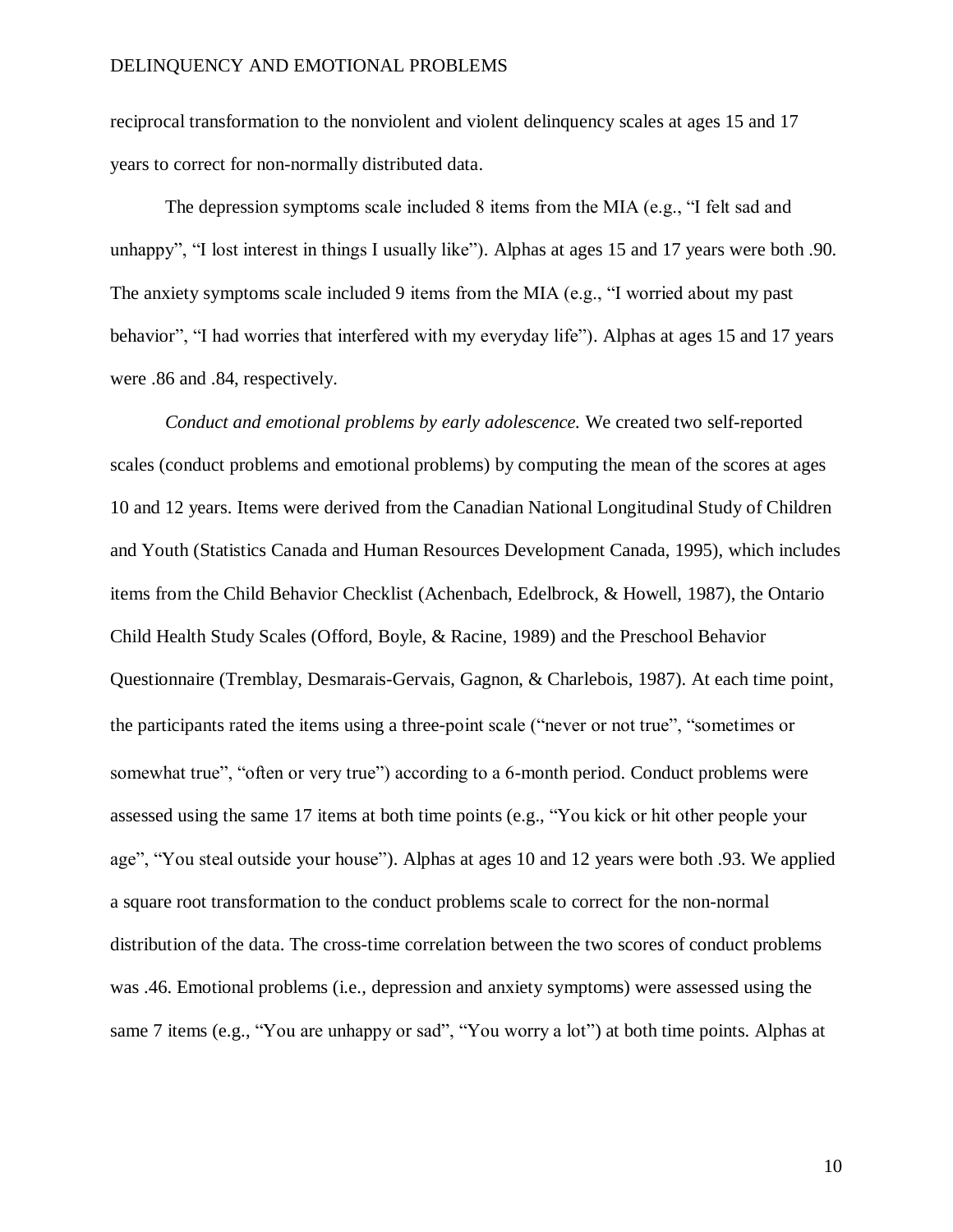reciprocal transformation to the nonviolent and violent delinquency scales at ages 15 and 17 years to correct for non-normally distributed data.

The depression symptoms scale included 8 items from the MIA (e.g., "I felt sad and unhappy", "I lost interest in things I usually like"). Alphas at ages 15 and 17 years were both .90. The anxiety symptoms scale included 9 items from the MIA (e.g., "I worried about my past behavior", "I had worries that interfered with my everyday life"). Alphas at ages 15 and 17 years were .86 and .84, respectively.

*Conduct and emotional problems by early adolescence.* We created two self-reported scales (conduct problems and emotional problems) by computing the mean of the scores at ages 10 and 12 years. Items were derived from the Canadian National Longitudinal Study of Children and Youth (Statistics Canada and Human Resources Development Canada, 1995), which includes items from the Child Behavior Checklist (Achenbach, Edelbrock, & Howell, 1987), the Ontario Child Health Study Scales (Offord, Boyle, & Racine, 1989) and the Preschool Behavior Questionnaire (Tremblay, Desmarais-Gervais, Gagnon, & Charlebois, 1987). At each time point, the participants rated the items using a three-point scale ("never or not true", "sometimes or somewhat true", "often or very true") according to a 6-month period. Conduct problems were assessed using the same 17 items at both time points (e.g., "You kick or hit other people your age", "You steal outside your house"). Alphas at ages 10 and 12 years were both .93. We applied a square root transformation to the conduct problems scale to correct for the non-normal distribution of the data. The cross-time correlation between the two scores of conduct problems was .46. Emotional problems (i.e., depression and anxiety symptoms) were assessed using the same 7 items (e.g., "You are unhappy or sad", "You worry a lot") at both time points. Alphas at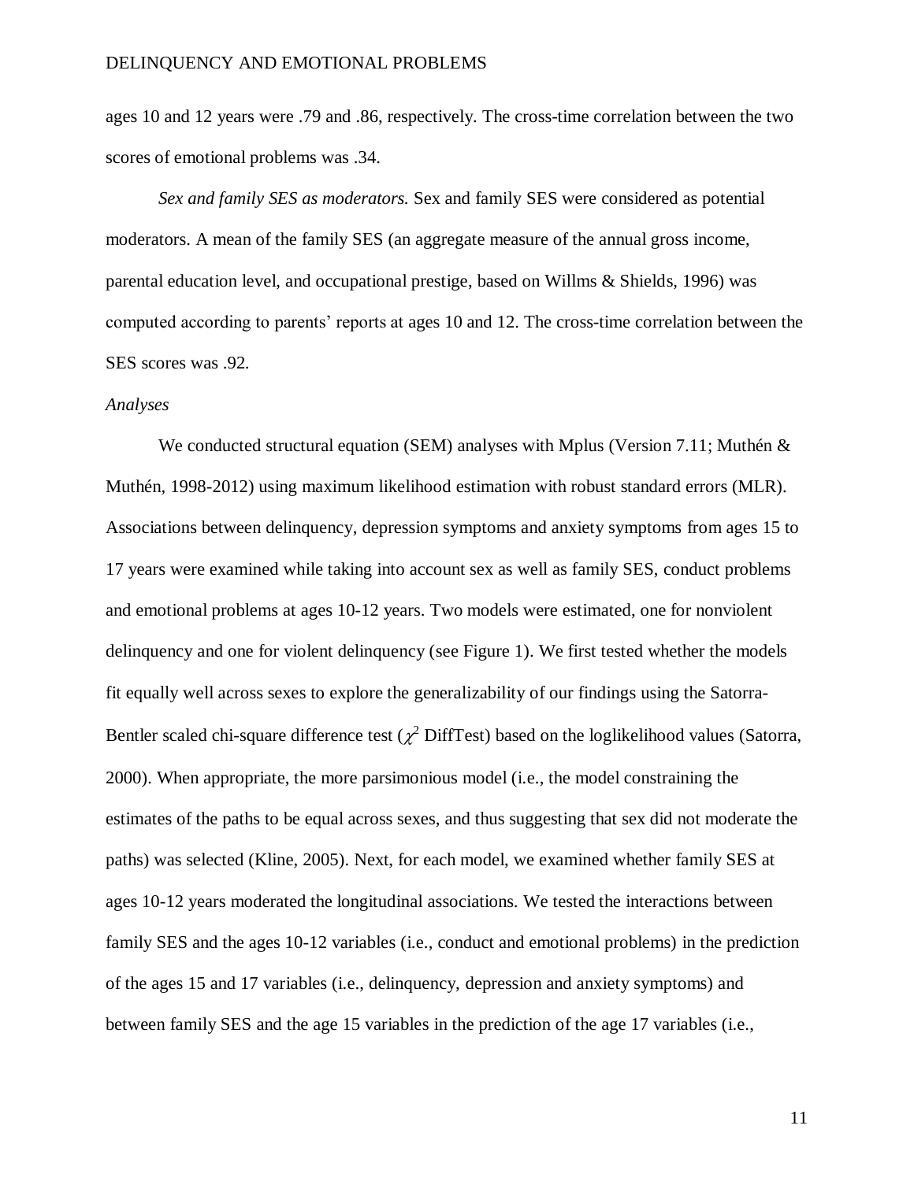ages 10 and 12 years were .79 and .86, respectively. The cross-time correlation between the two scores of emotional problems was .34.

*Sex and family SES as moderators.* Sex and family SES were considered as potential moderators. A mean of the family SES (an aggregate measure of the annual gross income, parental education level, and occupational prestige, based on Willms & Shields, 1996) was computed according to parents' reports at ages 10 and 12. The cross-time correlation between the SES scores was .92.

*Analyses*

We conducted structural equation (SEM) analyses with Mplus (Version 7.11; Muthén & Muthén, 1998-2012) using maximum likelihood estimation with robust standard errors (MLR). Associations between delinquency, depression symptoms and anxiety symptoms from ages 15 to 17 years were examined while taking into account sex as well as family SES, conduct problems and emotional problems at ages 10-12 years. Two models were estimated, one for nonviolent delinquency and one for violent delinquency (see Figure 1). We first tested whether the models fit equally well across sexes to explore the generalizability of our findings using the Satorra-Bentler scaled chi-square difference test ($\chi^2$ DiffTest) based on the loglikelihood values (Satorra, 2000). When appropriate, the more parsimonious model (i.e., the model constraining the estimates of the paths to be equal across sexes, and thus suggesting that sex did not moderate the paths) was selected (Kline, 2005). Next, for each model, we examined whether family SES at ages 10-12 years moderated the longitudinal associations. We tested the interactions between family SES and the ages 10-12 variables (i.e., conduct and emotional problems) in the prediction of the ages 15 and 17 variables (i.e., delinquency, depression and anxiety symptoms) and between family SES and the age 15 variables in the prediction of the age 17 variables (i.e.,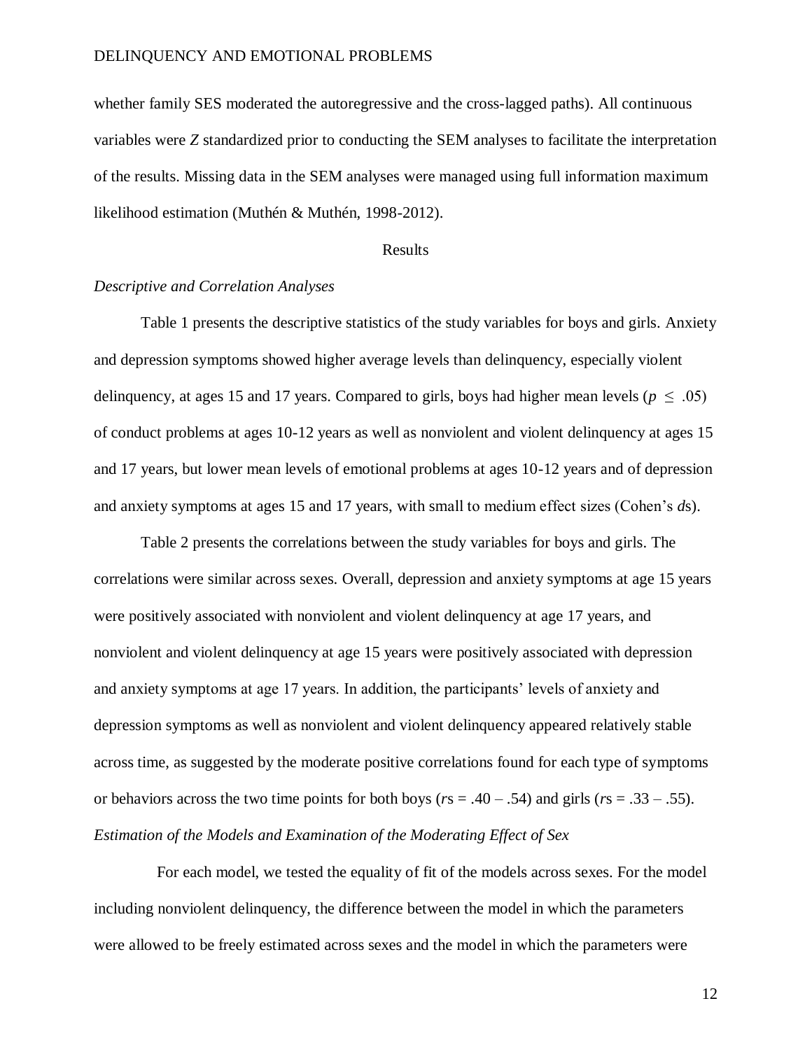whether family SES moderated the autoregressive and the cross-lagged paths). All continuous variables were *Z* standardized prior to conducting the SEM analyses to facilitate the interpretation of the results. Missing data in the SEM analyses were managed using full information maximum likelihood estimation (Muthén & Muthén, 1998-2012).

## Results

### *Descriptive and Correlation Analyses*

Table 1 presents the descriptive statistics of the study variables for boys and girls. Anxiety and depression symptoms showed higher average levels than delinquency, especially violent delinquency, at ages 15 and 17 years. Compared to girls, boys had higher mean levels ($p \leq .05$) of conduct problems at ages 10-12 years as well as nonviolent and violent delinquency at ages 15 and 17 years, but lower mean levels of emotional problems at ages 10-12 years and of depression and anxiety symptoms at ages 15 and 17 years, with small to medium effect sizes (Cohen's *d*s).

Table 2 presents the correlations between the study variables for boys and girls. The correlations were similar across sexes. Overall, depression and anxiety symptoms at age 15 years were positively associated with nonviolent and violent delinquency at age 17 years, and nonviolent and violent delinquency at age 15 years were positively associated with depression and anxiety symptoms at age 17 years. In addition, the participants' levels of anxiety and depression symptoms as well as nonviolent and violent delinquency appeared relatively stable across time, as suggested by the moderate positive correlations found for each type of symptoms or behaviors across the two time points for both boys ($r$s = .40 – .54) and girls ($r$s = .33 – .55).

### *Estimation of the Models and Examination of the Moderating Effect of Sex*

For each model, we tested the equality of fit of the models across sexes. For the model including nonviolent delinquency, the difference between the model in which the parameters were allowed to be freely estimated across sexes and the model in which the parameters were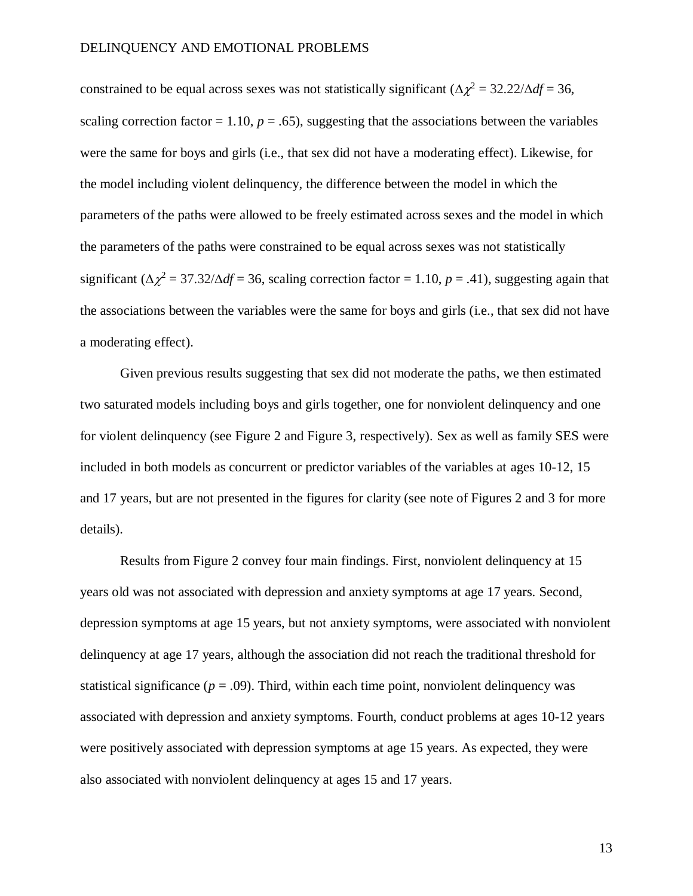constrained to be equal across sexes was not statistically significant ($\Delta\chi^2 = 32.22/\Delta df = 36$, scaling correction factor = 1.10, $p = .65$), suggesting that the associations between the variables were the same for boys and girls (i.e., that sex did not have a moderating effect). Likewise, for the model including violent delinquency, the difference between the model in which the parameters of the paths were allowed to be freely estimated across sexes and the model in which the parameters of the paths were constrained to be equal across sexes was not statistically significant ($\Delta\chi^2 = 37.32/\Delta df = 36$, scaling correction factor = 1.10, $p = .41$), suggesting again that the associations between the variables were the same for boys and girls (i.e., that sex did not have a moderating effect).

Given previous results suggesting that sex did not moderate the paths, we then estimated two saturated models including boys and girls together, one for nonviolent delinquency and one for violent delinquency (see Figure 2 and Figure 3, respectively). Sex as well as family SES were included in both models as concurrent or predictor variables of the variables at ages 10-12, 15 and 17 years, but are not presented in the figures for clarity (see note of Figures 2 and 3 for more details).

Results from Figure 2 convey four main findings. First, nonviolent delinquency at 15 years old was not associated with depression and anxiety symptoms at age 17 years. Second, depression symptoms at age 15 years, but not anxiety symptoms, were associated with nonviolent delinquency at age 17 years, although the association did not reach the traditional threshold for statistical significance ($p = .09$). Third, within each time point, nonviolent delinquency was associated with depression and anxiety symptoms. Fourth, conduct problems at ages 10-12 years were positively associated with depression symptoms at age 15 years. As expected, they were also associated with nonviolent delinquency at ages 15 and 17 years.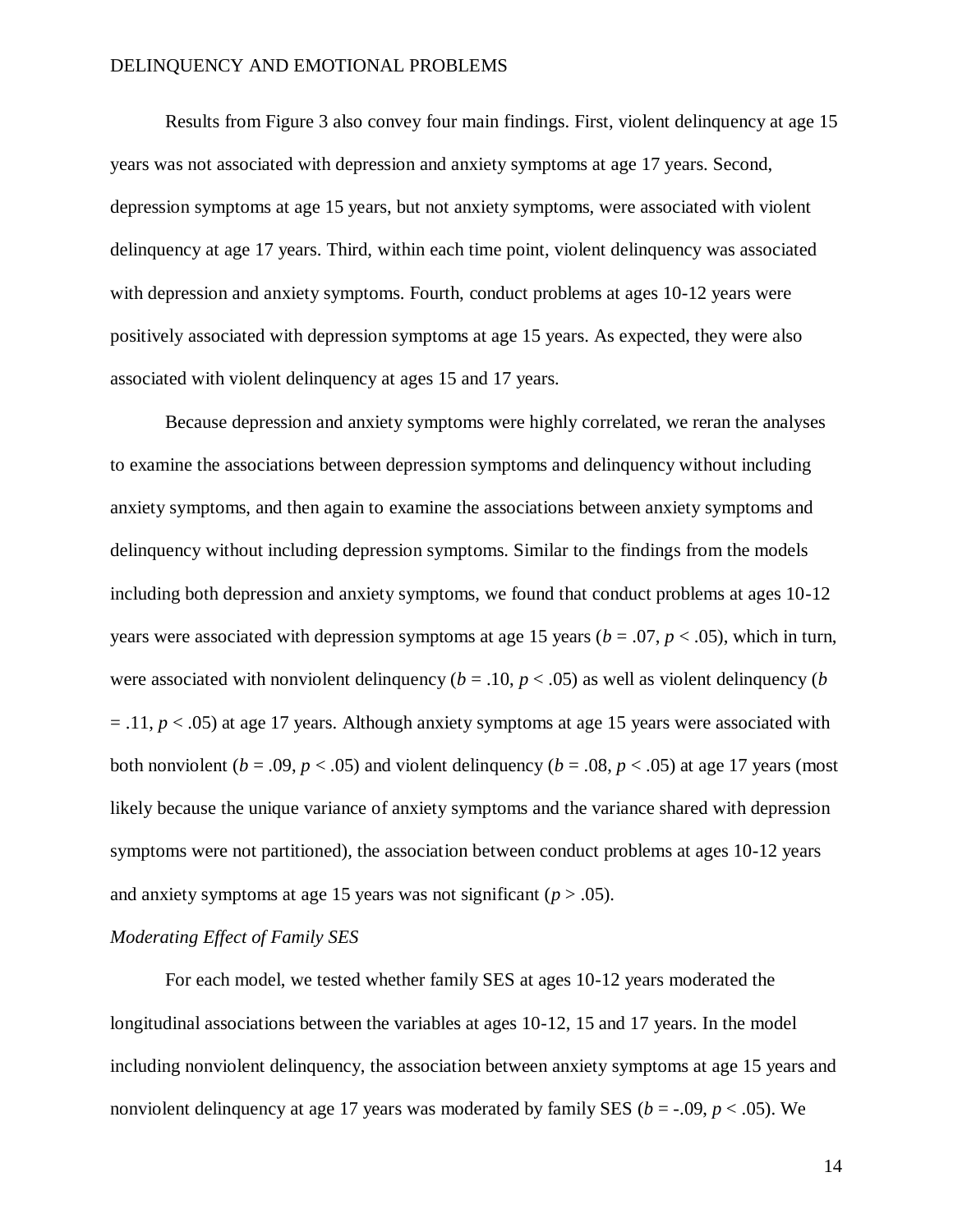Results from Figure 3 also convey four main findings. First, violent delinquency at age 15 years was not associated with depression and anxiety symptoms at age 17 years. Second, depression symptoms at age 15 years, but not anxiety symptoms, were associated with violent delinquency at age 17 years. Third, within each time point, violent delinquency was associated with depression and anxiety symptoms. Fourth, conduct problems at ages 10-12 years were positively associated with depression symptoms at age 15 years. As expected, they were also associated with violent delinquency at ages 15 and 17 years.

Because depression and anxiety symptoms were highly correlated, we reran the analyses to examine the associations between depression symptoms and delinquency without including anxiety symptoms, and then again to examine the associations between anxiety symptoms and delinquency without including depression symptoms. Similar to the findings from the models including both depression and anxiety symptoms, we found that conduct problems at ages 10-12 years were associated with depression symptoms at age 15 years ($b = .07$, $p < .05$), which in turn, were associated with nonviolent delinquency ($b = .10$, $p < .05$) as well as violent delinquency ($b = .11$, $p < .05$) at age 17 years. Although anxiety symptoms at age 15 years were associated with both nonviolent ($b = .09$, $p < .05$) and violent delinquency ($b = .08$, $p < .05$) at age 17 years (most likely because the unique variance of anxiety symptoms and the variance shared with depression symptoms were not partitioned), the association between conduct problems at ages 10-12 years and anxiety symptoms at age 15 years was not significant ($p > .05$).

*Moderating Effect of Family SES*

For each model, we tested whether family SES at ages 10-12 years moderated the longitudinal associations between the variables at ages 10-12, 15 and 17 years. In the model including nonviolent delinquency, the association between anxiety symptoms at age 15 years and nonviolent delinquency at age 17 years was moderated by family SES ($b = -.09$, $p < .05$). We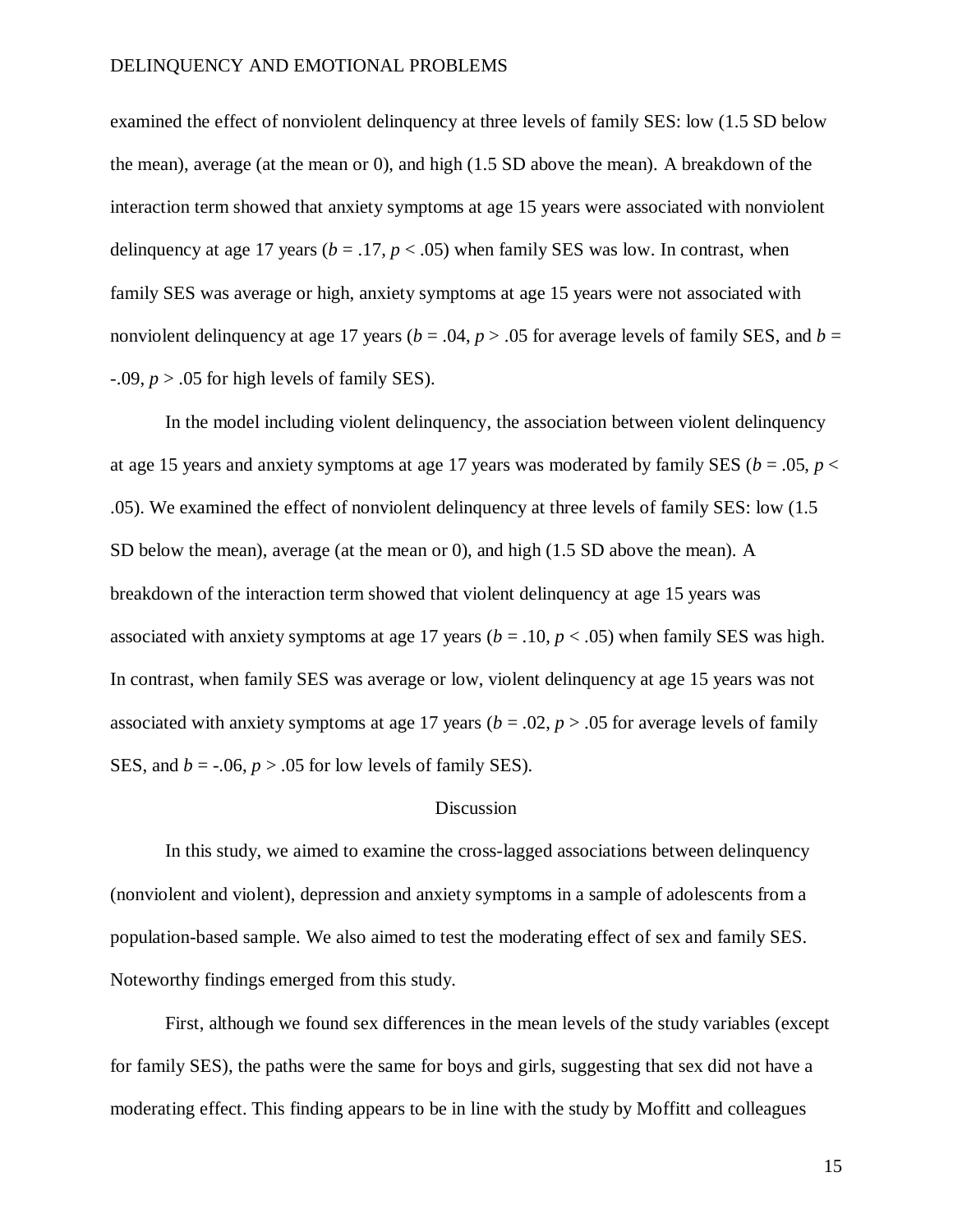examined the effect of nonviolent delinquency at three levels of family SES: low (1.5 SD below the mean), average (at the mean or 0), and high (1.5 SD above the mean). A breakdown of the interaction term showed that anxiety symptoms at age 15 years were associated with nonviolent delinquency at age 17 years ($b = .17$, $p < .05$) when family SES was low. In contrast, when family SES was average or high, anxiety symptoms at age 15 years were not associated with nonviolent delinquency at age 17 years ($b = .04$, $p > .05$ for average levels of family SES, and $b = -.09$, $p > .05$ for high levels of family SES).

In the model including violent delinquency, the association between violent delinquency at age 15 years and anxiety symptoms at age 17 years was moderated by family SES ($b = .05$, $p < .05$). We examined the effect of nonviolent delinquency at three levels of family SES: low (1.5 SD below the mean), average (at the mean or 0), and high (1.5 SD above the mean). A breakdown of the interaction term showed that violent delinquency at age 15 years was associated with anxiety symptoms at age 17 years ($b = .10$, $p < .05$) when family SES was high. In contrast, when family SES was average or low, violent delinquency at age 15 years was not associated with anxiety symptoms at age 17 years ($b = .02$, $p > .05$ for average levels of family SES, and $b = -.06$, $p > .05$ for low levels of family SES).

## Discussion

In this study, we aimed to examine the cross-lagged associations between delinquency (nonviolent and violent), depression and anxiety symptoms in a sample of adolescents from a population-based sample. We also aimed to test the moderating effect of sex and family SES. Noteworthy findings emerged from this study.

First, although we found sex differences in the mean levels of the study variables (except for family SES), the paths were the same for boys and girls, suggesting that sex did not have a moderating effect. This finding appears to be in line with the study by Moffitt and colleagues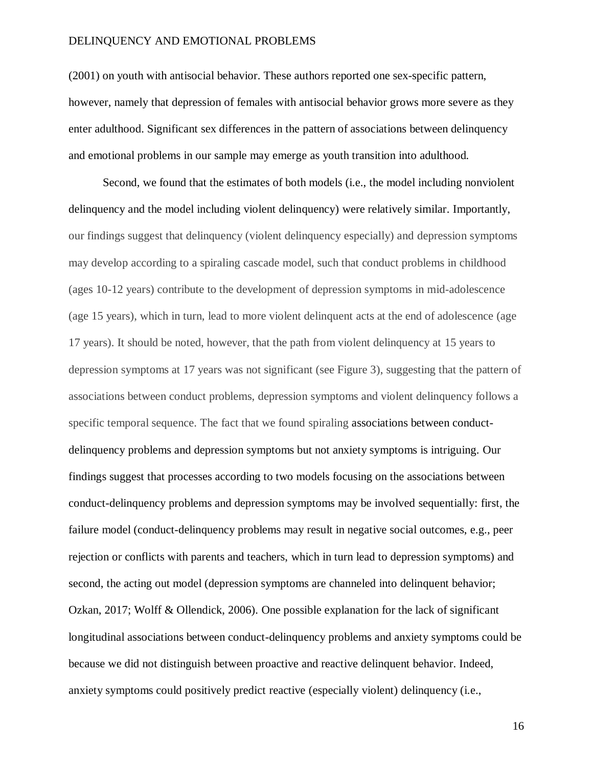(2001) on youth with antisocial behavior. These authors reported one sex-specific pattern, however, namely that depression of females with antisocial behavior grows more severe as they enter adulthood. Significant sex differences in the pattern of associations between delinquency and emotional problems in our sample may emerge as youth transition into adulthood.

Second, we found that the estimates of both models (i.e., the model including nonviolent delinquency and the model including violent delinquency) were relatively similar. Importantly, our findings suggest that delinquency (violent delinquency especially) and depression symptoms may develop according to a spiraling cascade model, such that conduct problems in childhood (ages 10-12 years) contribute to the development of depression symptoms in mid-adolescence (age 15 years), which in turn, lead to more violent delinquent acts at the end of adolescence (age 17 years). It should be noted, however, that the path from violent delinquency at 15 years to depression symptoms at 17 years was not significant (see Figure 3), suggesting that the pattern of associations between conduct problems, depression symptoms and violent delinquency follows a specific temporal sequence. The fact that we found spiraling associations between conduct-delinquency problems and depression symptoms but not anxiety symptoms is intriguing. Our findings suggest that processes according to two models focusing on the associations between conduct-delinquency problems and depression symptoms may be involved sequentially: first, the failure model (conduct-delinquency problems may result in negative social outcomes, e.g., peer rejection or conflicts with parents and teachers, which in turn lead to depression symptoms) and second, the acting out model (depression symptoms are channeled into delinquent behavior; Ozkan, 2017; Wolff & Ollendick, 2006). One possible explanation for the lack of significant longitudinal associations between conduct-delinquency problems and anxiety symptoms could be because we did not distinguish between proactive and reactive delinquent behavior. Indeed, anxiety symptoms could positively predict reactive (especially violent) delinquency (i.e.,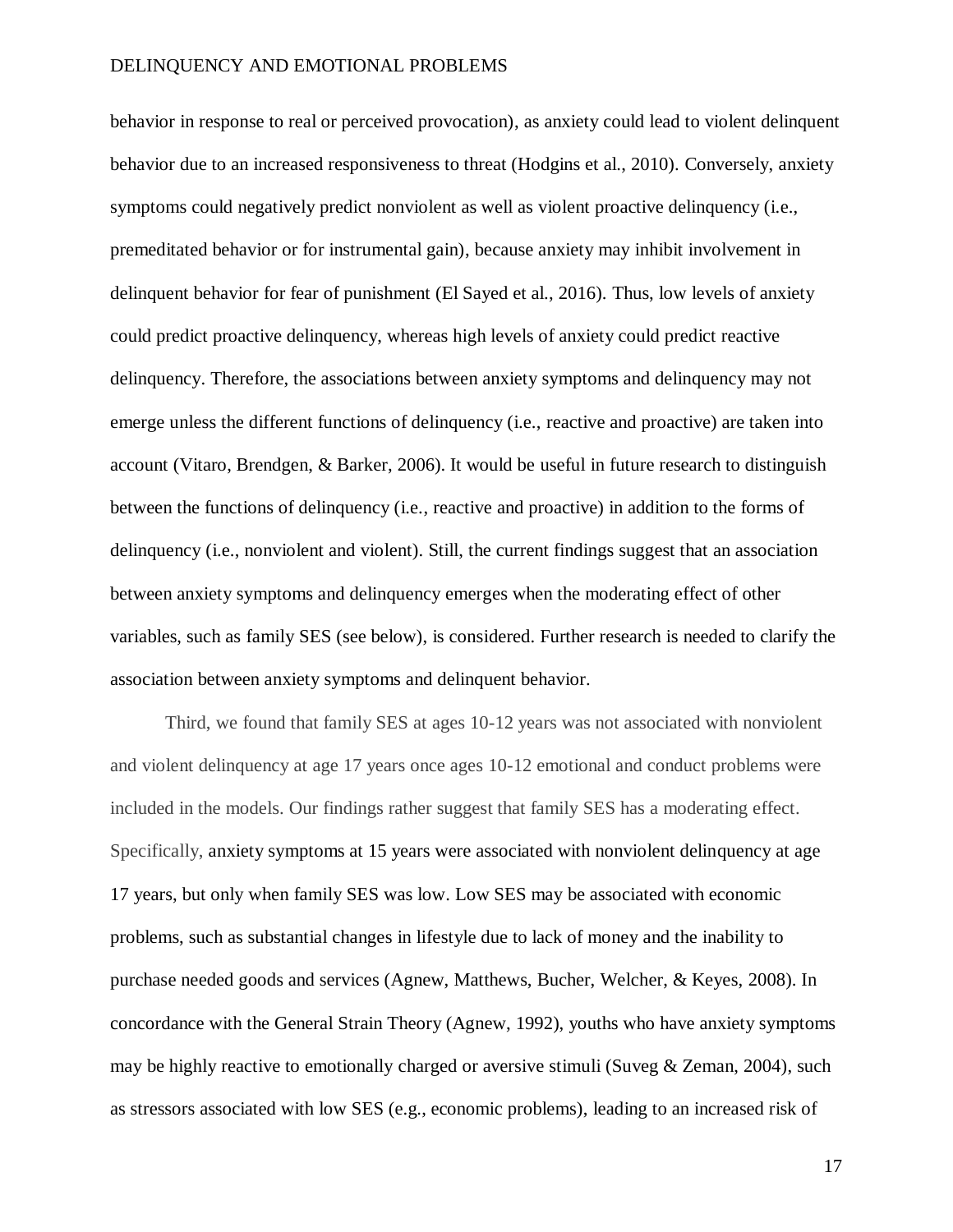behavior in response to real or perceived provocation), as anxiety could lead to violent delinquent behavior due to an increased responsiveness to threat (Hodgins et al., 2010). Conversely, anxiety symptoms could negatively predict nonviolent as well as violent proactive delinquency (i.e., premeditated behavior or for instrumental gain), because anxiety may inhibit involvement in delinquent behavior for fear of punishment (El Sayed et al., 2016). Thus, low levels of anxiety could predict proactive delinquency, whereas high levels of anxiety could predict reactive delinquency. Therefore, the associations between anxiety symptoms and delinquency may not emerge unless the different functions of delinquency (i.e., reactive and proactive) are taken into account (Vitaro, Brendgen, & Barker, 2006). It would be useful in future research to distinguish between the functions of delinquency (i.e., reactive and proactive) in addition to the forms of delinquency (i.e., nonviolent and violent). Still, the current findings suggest that an association between anxiety symptoms and delinquency emerges when the moderating effect of other variables, such as family SES (see below), is considered. Further research is needed to clarify the association between anxiety symptoms and delinquent behavior.

Third, we found that family SES at ages 10-12 years was not associated with nonviolent and violent delinquency at age 17 years once ages 10-12 emotional and conduct problems were included in the models. Our findings rather suggest that family SES has a moderating effect. Specifically, anxiety symptoms at 15 years were associated with nonviolent delinquency at age 17 years, but only when family SES was low. Low SES may be associated with economic problems, such as substantial changes in lifestyle due to lack of money and the inability to purchase needed goods and services (Agnew, Matthews, Bucher, Welcher, & Keyes, 2008). In concordance with the General Strain Theory (Agnew, 1992), youths who have anxiety symptoms may be highly reactive to emotionally charged or aversive stimuli (Suveg & Zeman, 2004), such as stressors associated with low SES (e.g., economic problems), leading to an increased risk of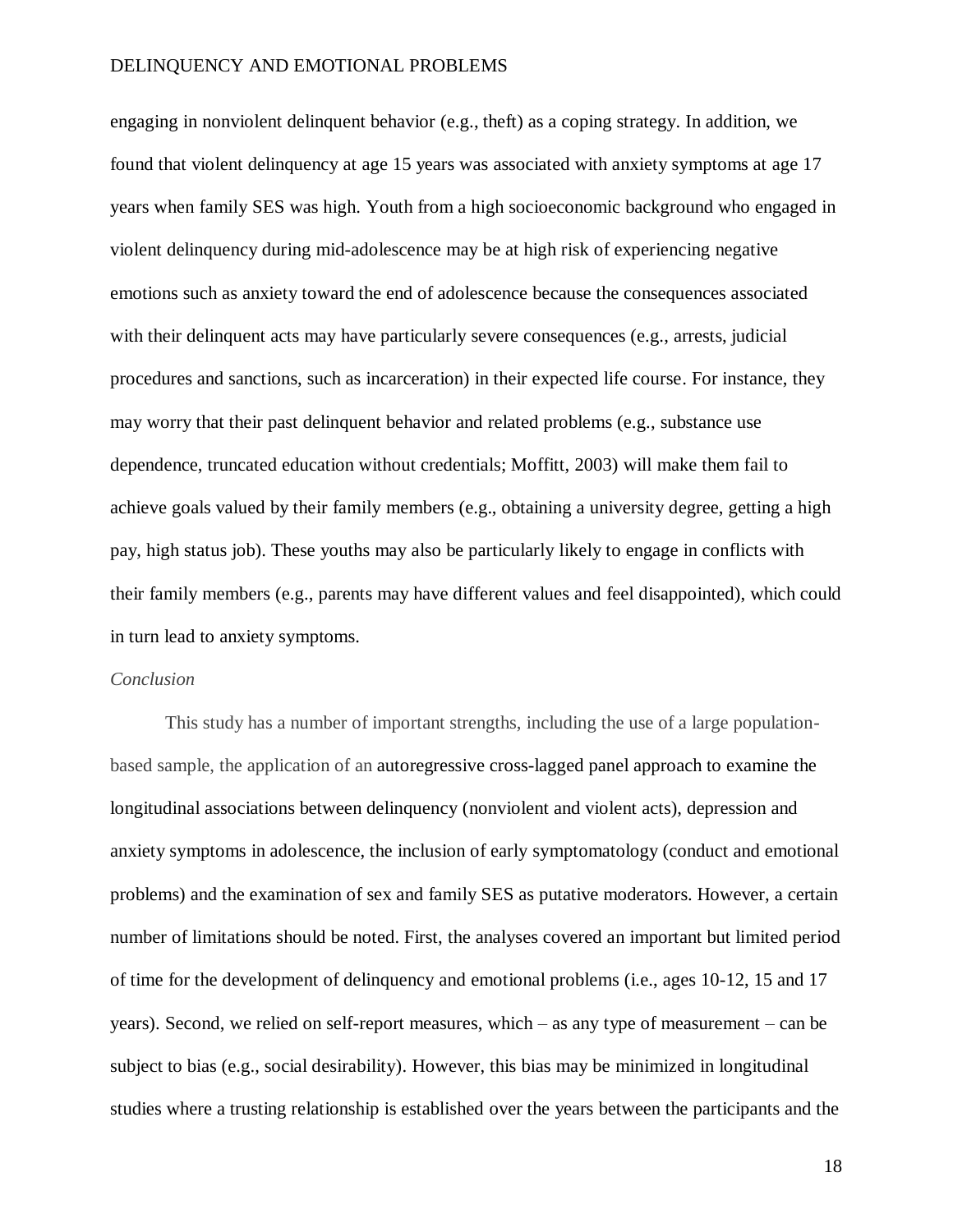engaging in nonviolent delinquent behavior (e.g., theft) as a coping strategy. In addition, we found that violent delinquency at age 15 years was associated with anxiety symptoms at age 17 years when family SES was high. Youth from a high socioeconomic background who engaged in violent delinquency during mid-adolescence may be at high risk of experiencing negative emotions such as anxiety toward the end of adolescence because the consequences associated with their delinquent acts may have particularly severe consequences (e.g., arrests, judicial procedures and sanctions, such as incarceration) in their expected life course. For instance, they may worry that their past delinquent behavior and related problems (e.g., substance use dependence, truncated education without credentials; Moffitt, 2003) will make them fail to achieve goals valued by their family members (e.g., obtaining a university degree, getting a high pay, high status job). These youths may also be particularly likely to engage in conflicts with their family members (e.g., parents may have different values and feel disappointed), which could in turn lead to anxiety symptoms.

*Conclusion*

This study has a number of important strengths, including the use of a large population-based sample, the application of an autoregressive cross-lagged panel approach to examine the longitudinal associations between delinquency (nonviolent and violent acts), depression and anxiety symptoms in adolescence, the inclusion of early symptomatology (conduct and emotional problems) and the examination of sex and family SES as putative moderators. However, a certain number of limitations should be noted. First, the analyses covered an important but limited period of time for the development of delinquency and emotional problems (i.e., ages 10-12, 15 and 17 years). Second, we relied on self-report measures, which – as any type of measurement – can be subject to bias (e.g., social desirability). However, this bias may be minimized in longitudinal studies where a trusting relationship is established over the years between the participants and the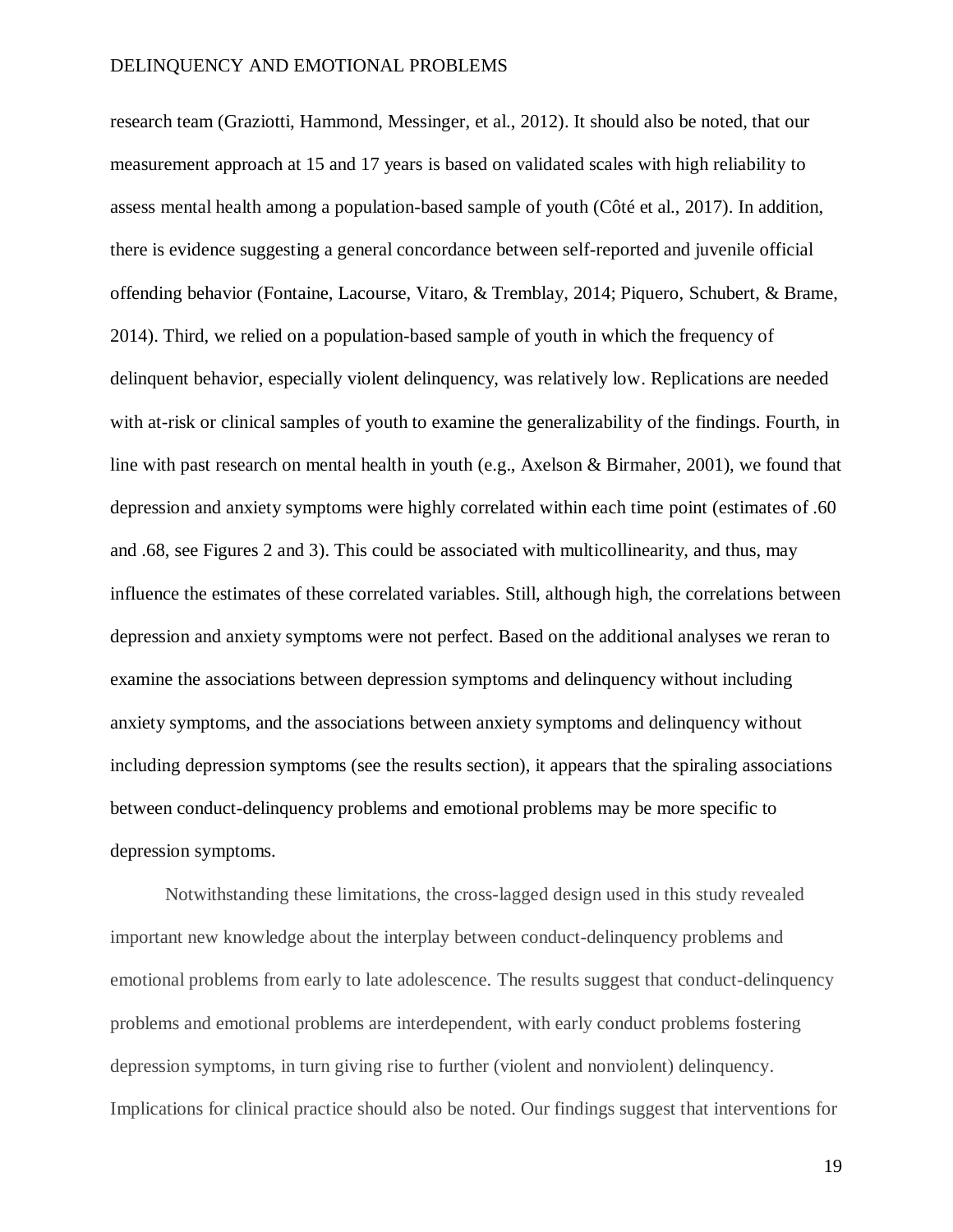research team (Graziotti, Hammond, Messinger, et al., 2012). It should also be noted, that our measurement approach at 15 and 17 years is based on validated scales with high reliability to assess mental health among a population-based sample of youth (Côté et al., 2017). In addition, there is evidence suggesting a general concordance between self-reported and juvenile official offending behavior (Fontaine, Lacourse, Vitaro, & Tremblay, 2014; Piquero, Schubert, & Brame, 2014). Third, we relied on a population-based sample of youth in which the frequency of delinquent behavior, especially violent delinquency, was relatively low. Replications are needed with at-risk or clinical samples of youth to examine the generalizability of the findings. Fourth, in line with past research on mental health in youth (e.g., Axelson & Birmaher, 2001), we found that depression and anxiety symptoms were highly correlated within each time point (estimates of .60 and .68, see Figures 2 and 3). This could be associated with multicollinearity, and thus, may influence the estimates of these correlated variables. Still, although high, the correlations between depression and anxiety symptoms were not perfect. Based on the additional analyses we reran to examine the associations between depression symptoms and delinquency without including anxiety symptoms, and the associations between anxiety symptoms and delinquency without including depression symptoms (see the results section), it appears that the spiraling associations between conduct-delinquency problems and emotional problems may be more specific to depression symptoms.

Notwithstanding these limitations, the cross-lagged design used in this study revealed important new knowledge about the interplay between conduct-delinquency problems and emotional problems from early to late adolescence. The results suggest that conduct-delinquency problems and emotional problems are interdependent, with early conduct problems fostering depression symptoms, in turn giving rise to further (violent and nonviolent) delinquency. Implications for clinical practice should also be noted. Our findings suggest that interventions for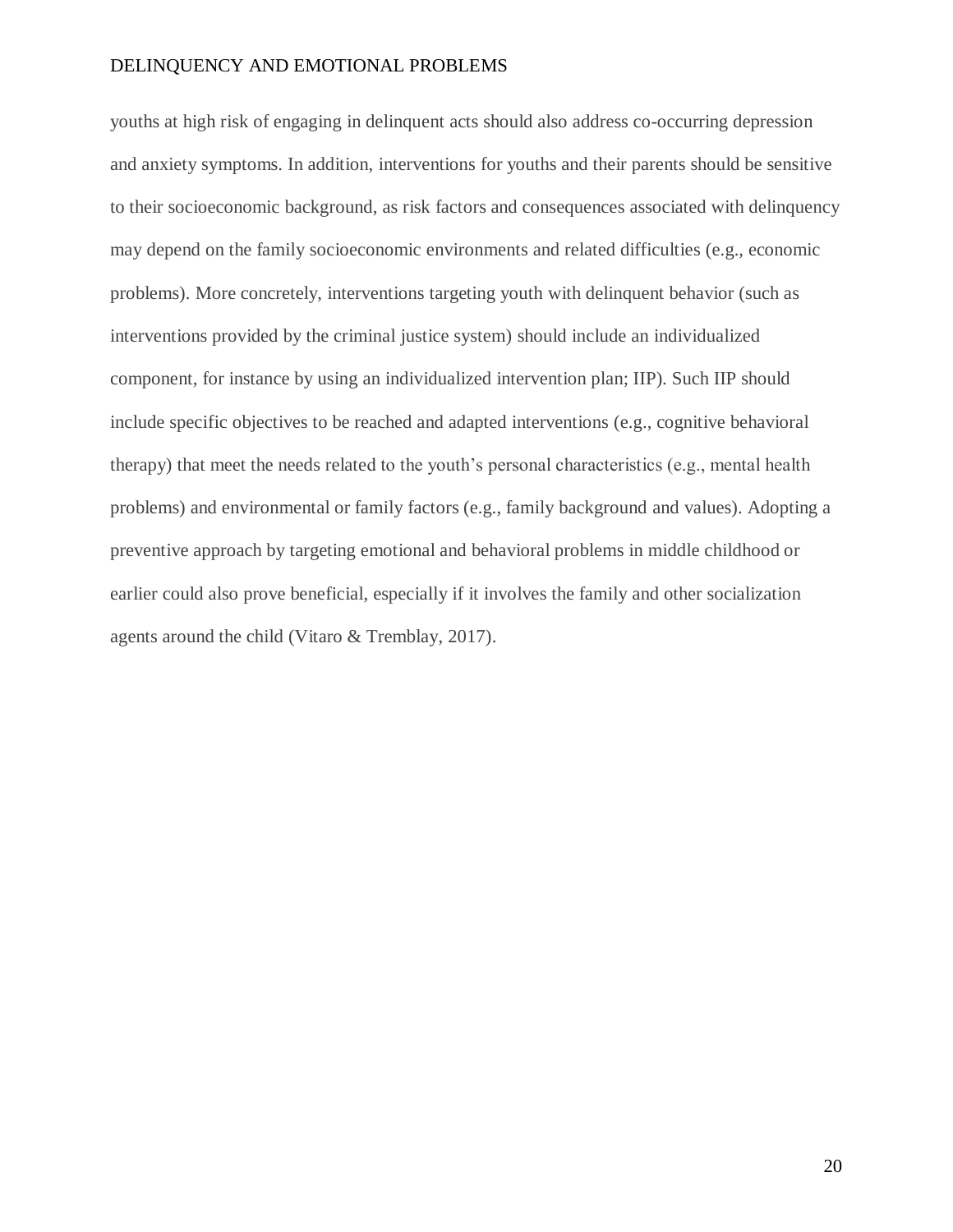youths at high risk of engaging in delinquent acts should also address co-occurring depression and anxiety symptoms. In addition, interventions for youths and their parents should be sensitive to their socioeconomic background, as risk factors and consequences associated with delinquency may depend on the family socioeconomic environments and related difficulties (e.g., economic problems). More concretely, interventions targeting youth with delinquent behavior (such as interventions provided by the criminal justice system) should include an individualized component, for instance by using an individualized intervention plan; IIP). Such IIP should include specific objectives to be reached and adapted interventions (e.g., cognitive behavioral therapy) that meet the needs related to the youth's personal characteristics (e.g., mental health problems) and environmental or family factors (e.g., family background and values). Adopting a preventive approach by targeting emotional and behavioral problems in middle childhood or earlier could also prove beneficial, especially if it involves the family and other socialization agents around the child (Vitaro & Tremblay, 2017).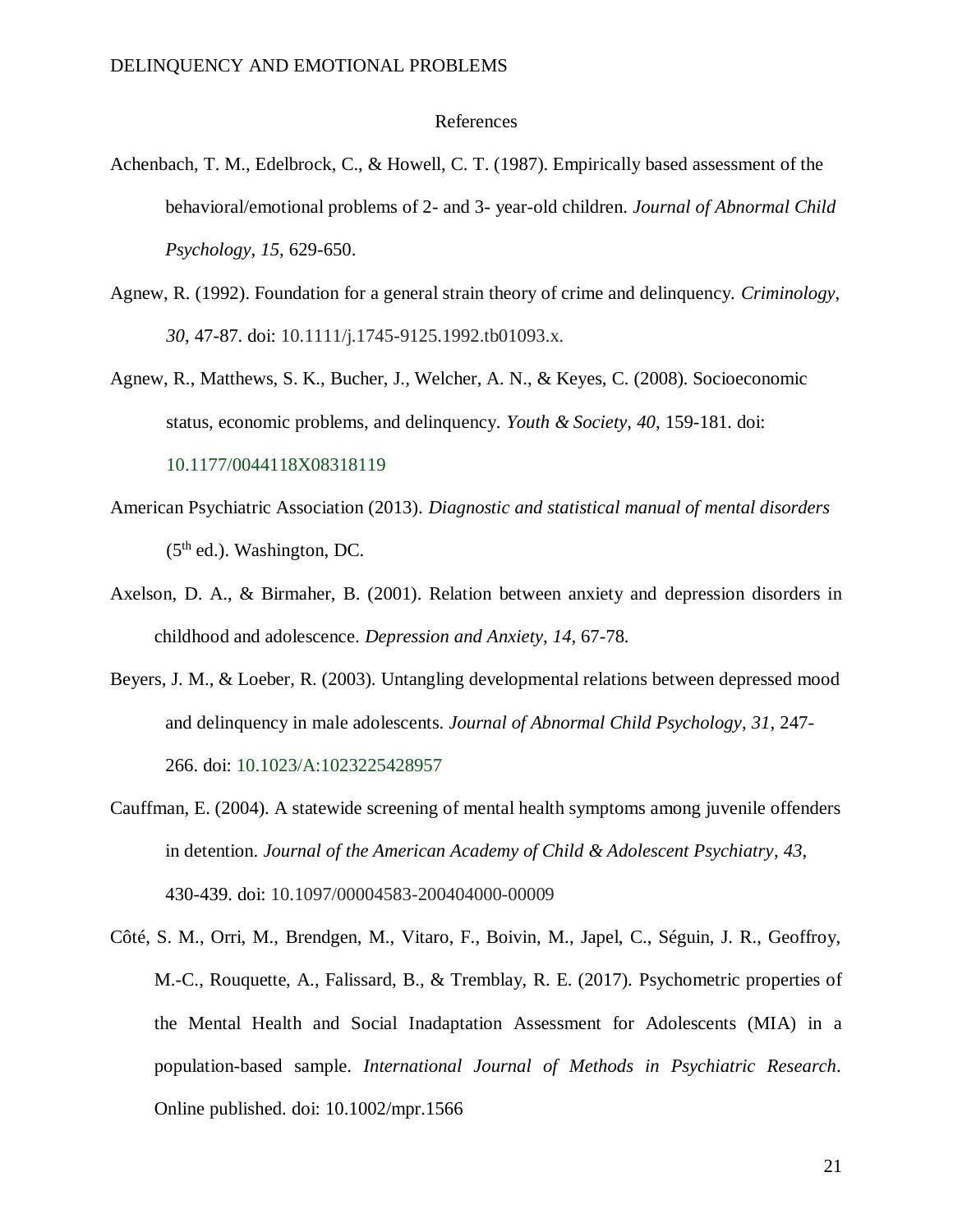# References

Achenbach, T. M., Edelbrock, C., & Howell, C. T. (1987). Empirically based assessment of the behavioral/emotional problems of 2- and 3- year-old children. *Journal of Abnormal Child Psychology*, *15*, 629-650.

Agnew, R. (1992). Foundation for a general strain theory of crime and delinquency. *Criminology*, *30*, 47-87. doi: 10.1111/j.1745-9125.1992.tb01093.x.

Agnew, R., Matthews, S. K., Bucher, J., Welcher, A. N., & Keyes, C. (2008). Socioeconomic status, economic problems, and delinquency. *Youth & Society*, *40*, 159-181. doi: 10.1177/0044118X08318119

American Psychiatric Association (2013). *Diagnostic and statistical manual of mental disorders* (5th ed.). Washington, DC.

Axelson, D. A., & Birmaher, B. (2001). Relation between anxiety and depression disorders in childhood and adolescence. *Depression and Anxiety*, *14*, 67-78.

Beyers, J. M., & Loeber, R. (2003). Untangling developmental relations between depressed mood and delinquency in male adolescents. *Journal of Abnormal Child Psychology*, *31*, 247-266. doi: 10.1023/A:1023225428957

Cauffman, E. (2004). A statewide screening of mental health symptoms among juvenile offenders in detention. *Journal of the American Academy of Child & Adolescent Psychiatry*, *43*, 430-439. doi: 10.1097/00004583-200404000-00009

Côté, S. M., Orri, M., Brendgen, M., Vitaro, F., Boivin, M., Japel, C., Séguin, J. R., Geoffroy, M.-C., Rouquette, A., Falissard, B., & Tremblay, R. E. (2017). Psychometric properties of the Mental Health and Social Inadaptation Assessment for Adolescents (MIA) in a population-based sample. *International Journal of Methods in Psychiatric Research*. Online published. doi: 10.1002/mpr.1566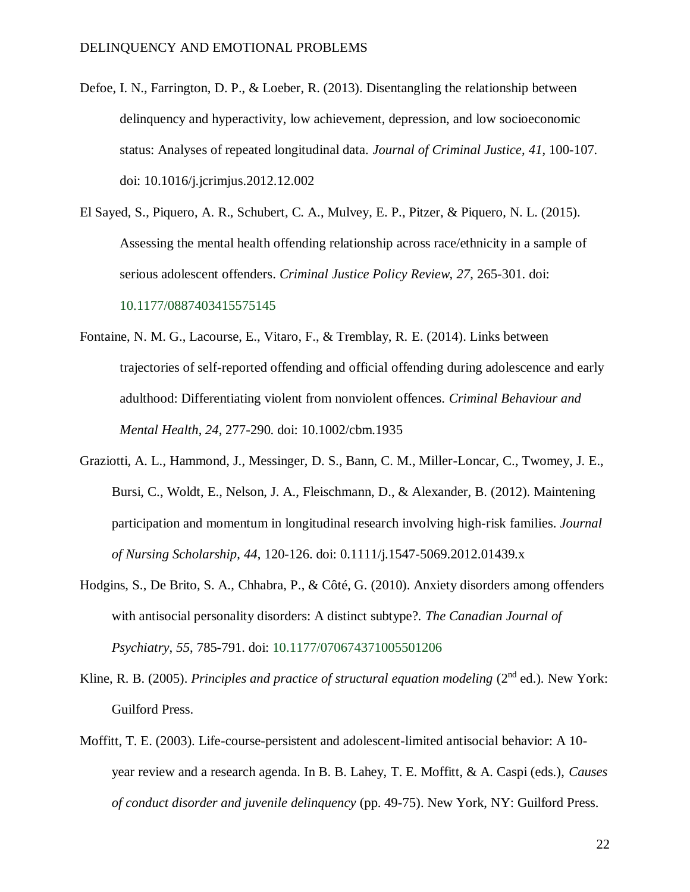Defoe, I. N., Farrington, D. P., & Loeber, R. (2013). Disentangling the relationship between delinquency and hyperactivity, low achievement, depression, and low socioeconomic status: Analyses of repeated longitudinal data. *Journal of Criminal Justice*, *41*, 100-107. doi: 10.1016/j.jcrimjus.2012.12.002

El Sayed, S., Piquero, A. R., Schubert, C. A., Mulvey, E. P., Pitzer, & Piquero, N. L. (2015). Assessing the mental health offending relationship across race/ethnicity in a sample of serious adolescent offenders. *Criminal Justice Policy Review*, *27*, 265-301. doi: 10.1177/0887403415575145

Fontaine, N. M. G., Lacourse, E., Vitaro, F., & Tremblay, R. E. (2014). Links between trajectories of self-reported offending and official offending during adolescence and early adulthood: Differentiating violent from nonviolent offences. *Criminal Behaviour and Mental Health*, *24*, 277-290. doi: 10.1002/cbm.1935

Graziotti, A. L., Hammond, J., Messinger, D. S., Bann, C. M., Miller-Loncar, C., Twomey, J. E., Bursi, C., Woldt, E., Nelson, J. A., Fleischmann, D., & Alexander, B. (2012). Maintening participation and momentum in longitudinal research involving high-risk families. *Journal of Nursing Scholarship*, *44*, 120-126. doi: 0.1111/j.1547-5069.2012.01439.x

Hodgins, S., De Brito, S. A., Chhabra, P., & Côté, G. (2010). Anxiety disorders among offenders with antisocial personality disorders: A distinct subtype?. *The Canadian Journal of Psychiatry*, *55*, 785-791. doi: 10.1177/070674371005501206

Kline, R. B. (2005). *Principles and practice of structural equation modeling* (2nd ed.). New York: Guilford Press.

Moffitt, T. E. (2003). Life-course-persistent and adolescent-limited antisocial behavior: A 10-year review and a research agenda. In B. B. Lahey, T. E. Moffitt, & A. Caspi (eds.), *Causes of conduct disorder and juvenile delinquency* (pp. 49-75). New York, NY: Guilford Press.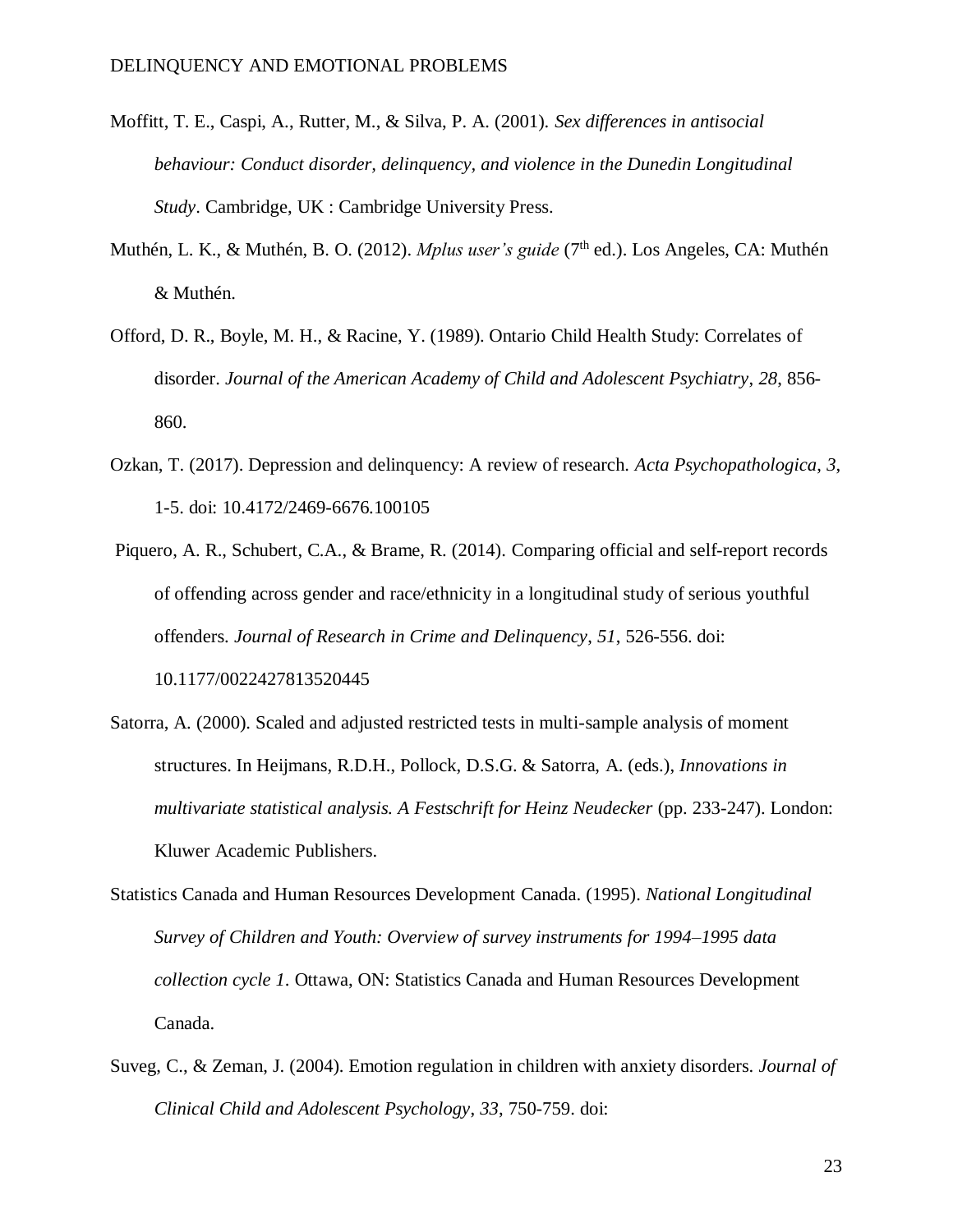Moffitt, T. E., Caspi, A., Rutter, M., & Silva, P. A. (2001). *Sex differences in antisocial behaviour: Conduct disorder, delinquency, and violence in the Dunedin Longitudinal Study*. Cambridge, UK : Cambridge University Press.

Muthén, L. K., & Muthén, B. O. (2012). *Mplus user's guide* (7th ed.). Los Angeles, CA: Muthén & Muthén.

Offord, D. R., Boyle, M. H., & Racine, Y. (1989). Ontario Child Health Study: Correlates of disorder. *Journal of the American Academy of Child and Adolescent Psychiatry*, *28*, 856-860.

Ozkan, T. (2017). Depression and delinquency: A review of research. *Acta Psychopathologica*, *3*, 1-5. doi: 10.4172/2469-6676.100105

Piquero, A. R., Schubert, C.A., & Brame, R. (2014). Comparing official and self-report records of offending across gender and race/ethnicity in a longitudinal study of serious youthful offenders. *Journal of Research in Crime and Delinquency*, *51*, 526-556. doi: 10.1177/0022427813520445

Satorra, A. (2000). Scaled and adjusted restricted tests in multi-sample analysis of moment structures. In Heijmans, R.D.H., Pollock, D.S.G. & Satorra, A. (eds.), *Innovations in multivariate statistical analysis. A Festschrift for Heinz Neudecker* (pp. 233-247). London: Kluwer Academic Publishers.

Statistics Canada and Human Resources Development Canada. (1995). *National Longitudinal Survey of Children and Youth: Overview of survey instruments for 1994–1995 data collection cycle 1*. Ottawa, ON: Statistics Canada and Human Resources Development Canada.

Suveg, C., & Zeman, J. (2004). Emotion regulation in children with anxiety disorders. *Journal of Clinical Child and Adolescent Psychology*, *33*, 750-759. doi: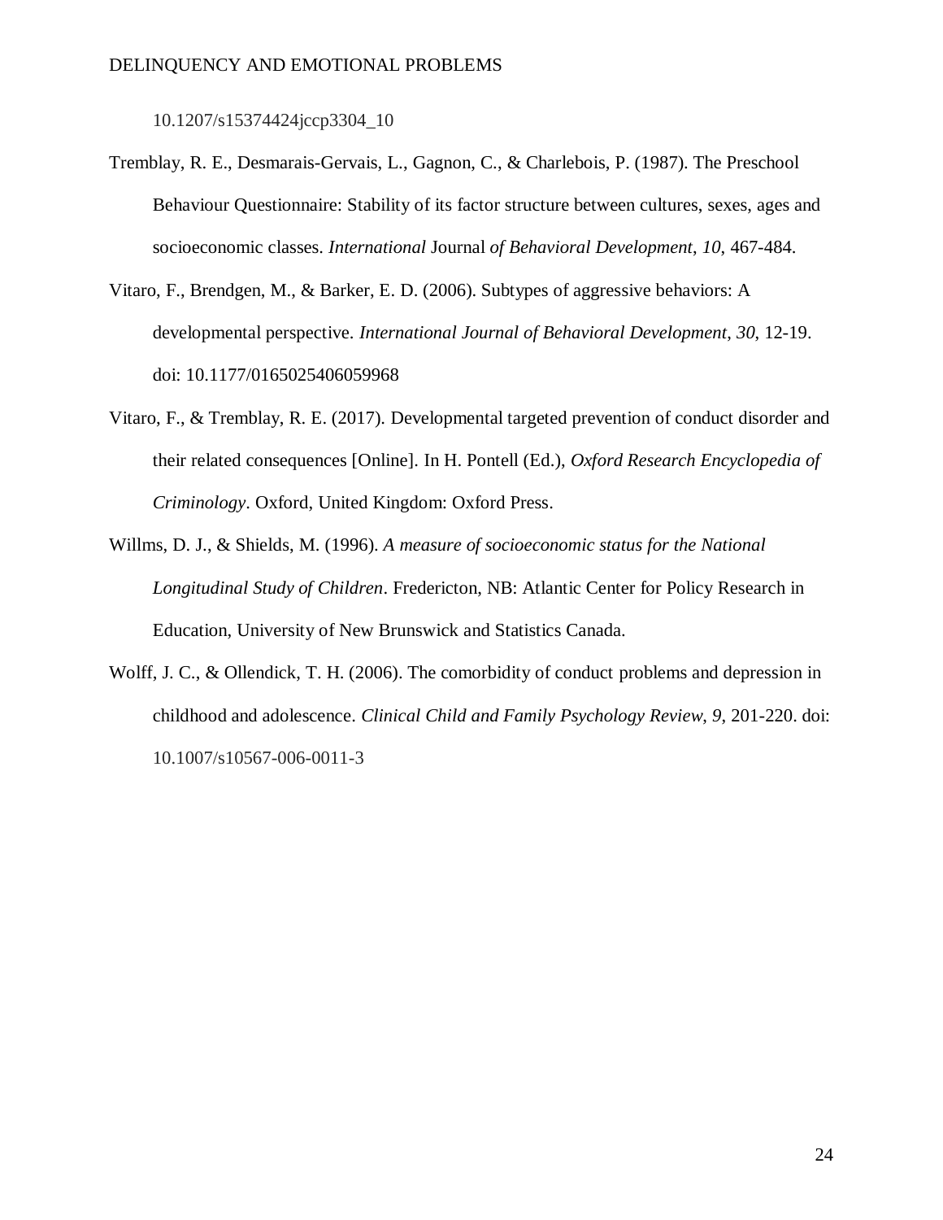10.1207/s15374424jccp3304_10

Tremblay, R. E., Desmarais-Gervais, L., Gagnon, C., & Charlebois, P. (1987). The Preschool Behaviour Questionnaire: Stability of its factor structure between cultures, sexes, ages and socioeconomic classes. *International* Journal *of Behavioral Development*, *10*, 467-484.

Vitaro, F., Brendgen, M., & Barker, E. D. (2006). Subtypes of aggressive behaviors: A developmental perspective. *International Journal of Behavioral Development*, *30*, 12-19. doi: 10.1177/0165025406059968

Vitaro, F., & Tremblay, R. E. (2017). Developmental targeted prevention of conduct disorder and their related consequences [Online]. In H. Pontell (Ed.), *Oxford Research Encyclopedia of Criminology*. Oxford, United Kingdom: Oxford Press.

Willms, D. J., & Shields, M. (1996). *A measure of socioeconomic status for the National Longitudinal Study of Children*. Fredericton, NB: Atlantic Center for Policy Research in Education, University of New Brunswick and Statistics Canada.

Wolff, J. C., & Ollendick, T. H. (2006). The comorbidity of conduct problems and depression in childhood and adolescence. *Clinical Child and Family Psychology Review*, *9*, 201-220. doi: 10.1007/s10567-006-0011-3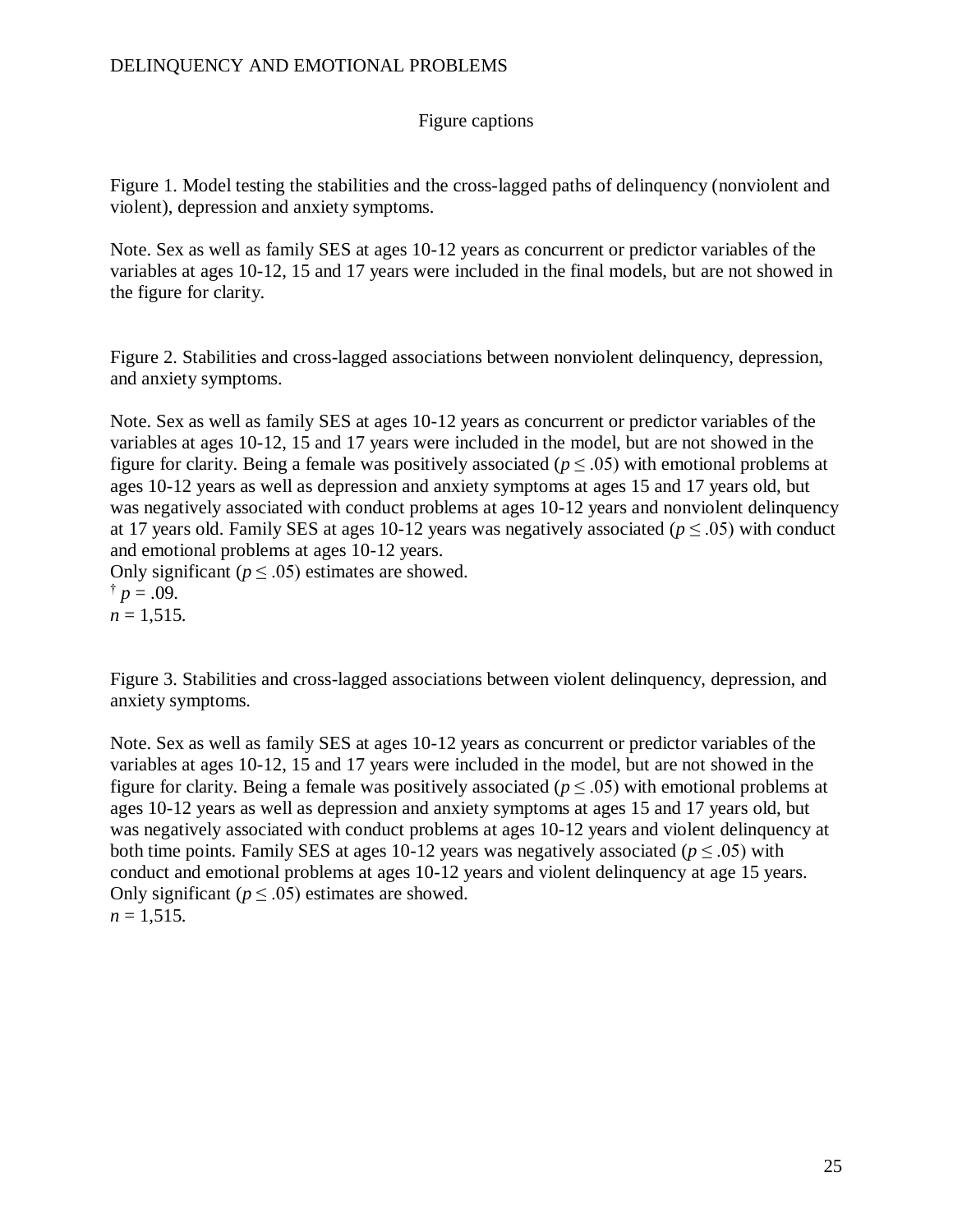Figure captions

Figure 1. Model testing the stabilities and the cross-lagged paths of delinquency (nonviolent and violent), depression and anxiety symptoms.

Note. Sex as well as family SES at ages 10-12 years as concurrent or predictor variables of the variables at ages 10-12, 15 and 17 years were included in the final models, but are not showed in the figure for clarity.

Figure 2. Stabilities and cross-lagged associations between nonviolent delinquency, depression, and anxiety symptoms.

Note. Sex as well as family SES at ages 10-12 years as concurrent or predictor variables of the variables at ages 10-12, 15 and 17 years were included in the model, but are not showed in the figure for clarity. Being a female was positively associated ($p \leq .05$) with emotional problems at ages 10-12 years as well as depression and anxiety symptoms at ages 15 and 17 years old, but was negatively associated with conduct problems at ages 10-12 years and nonviolent delinquency at 17 years old. Family SES at ages 10-12 years was negatively associated ($p \leq .05$) with conduct and emotional problems at ages 10-12 years.
Only significant ($p \leq .05$) estimates are showed.
$^{\dagger}$ $p = .09$.
$n = 1{,}515$.

Figure 3. Stabilities and cross-lagged associations between violent delinquency, depression, and anxiety symptoms.

Note. Sex as well as family SES at ages 10-12 years as concurrent or predictor variables of the variables at ages 10-12, 15 and 17 years were included in the model, but are not showed in the figure for clarity. Being a female was positively associated ($p \leq .05$) with emotional problems at ages 10-12 years as well as depression and anxiety symptoms at ages 15 and 17 years old, but was negatively associated with conduct problems at ages 10-12 years and violent delinquency at both time points. Family SES at ages 10-12 years was negatively associated ($p \leq .05$) with conduct and emotional problems at ages 10-12 years and violent delinquency at age 15 years.
Only significant ($p \leq .05$) estimates are showed.
$n = 1{,}515$.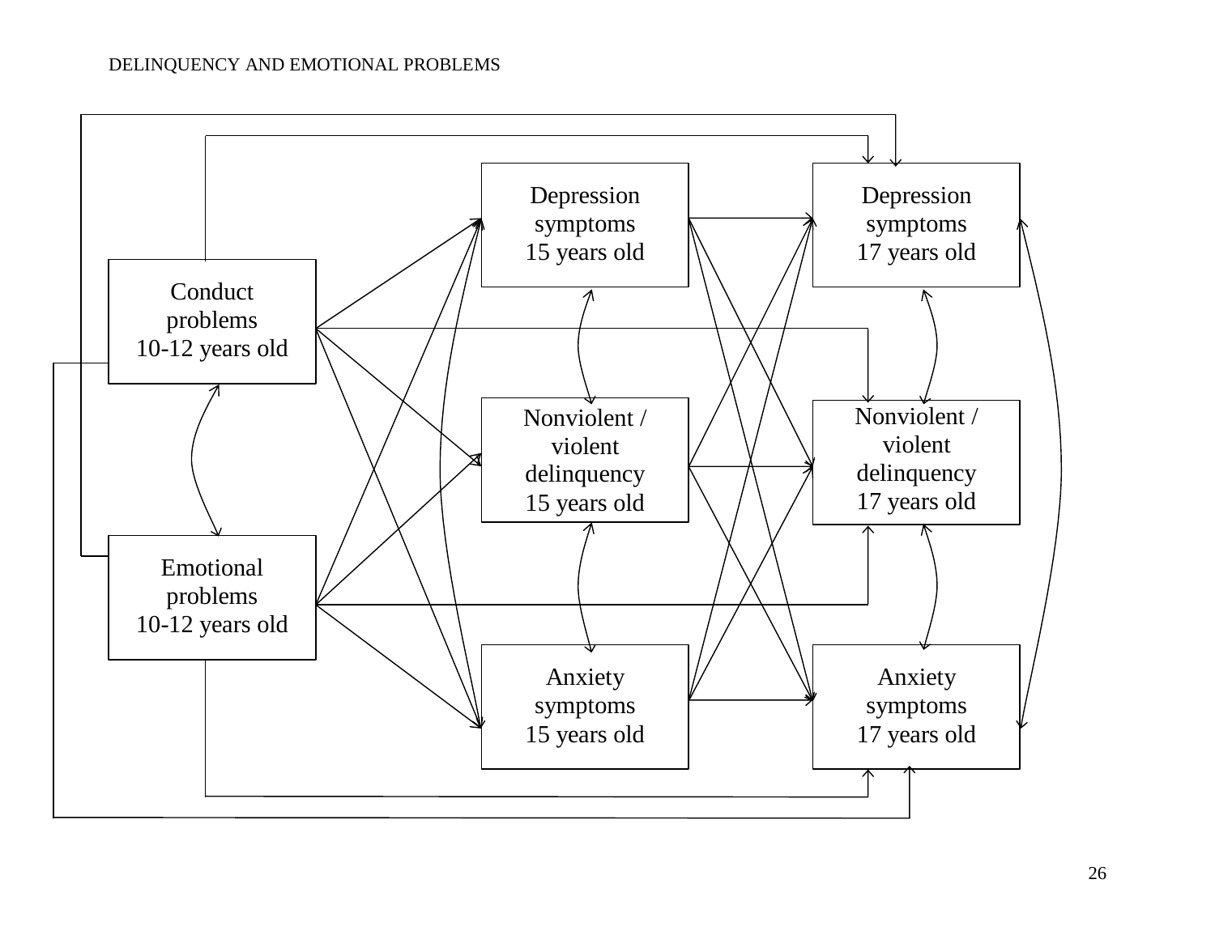Conduct problems 10-12 years old

Emotional problems 10-12 years old

Depression symptoms 15 years old

Nonviolent / violent delinquency 15 years old

Anxiety symptoms 15 years old

Depression symptoms 17 years old

Nonviolent / violent delinquency 17 years old

Anxiety symptoms 17 years old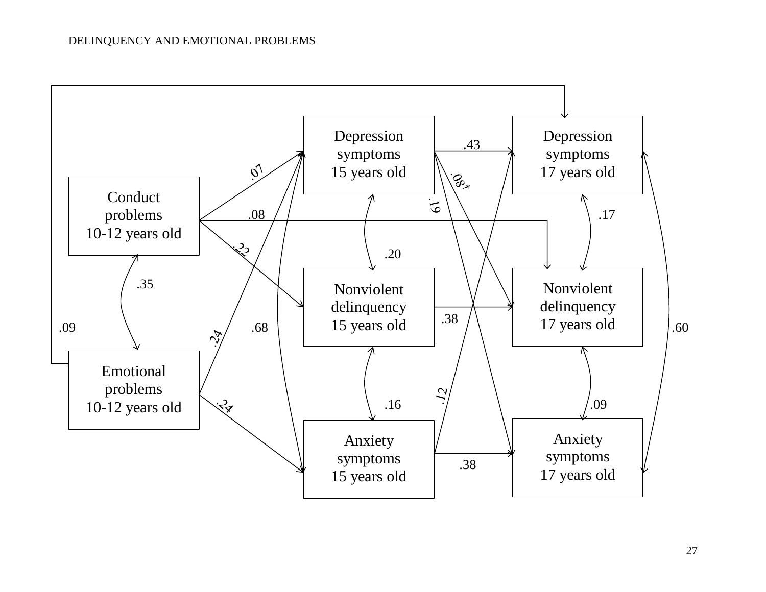Depression symptoms 15 years old

Depression symptoms 17 years old

Conduct problems 10-12 years old

Nonviolent delinquency 15 years old

Nonviolent delinquency 17 years old

Emotional problems 10-12 years old

Anxiety symptoms 15 years old

Anxiety symptoms 17 years old

.43 .07 .08† .19 .08 .17 .22 .20 .35 .38 .09 .68 .24 .60 .12 .16 .09 .24 .38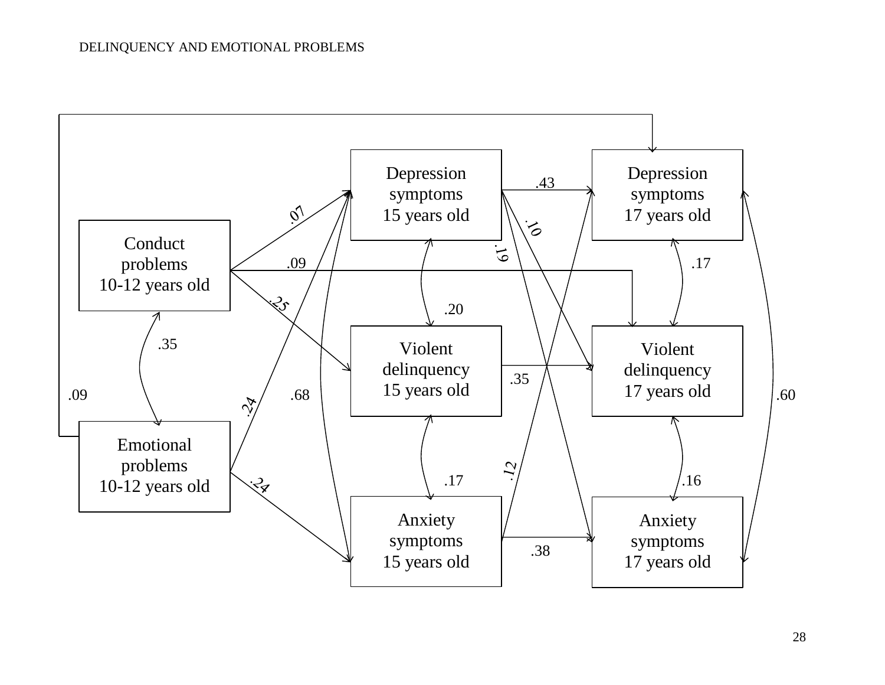Depression symptoms 15 years old

Depression symptoms 17 years old

Conduct problems 10-12 years old

Violent delinquency 15 years old

Violent delinquency 17 years old

Emotional problems 10-12 years old

Anxiety symptoms 15 years old

Anxiety symptoms 17 years old

.43 .07 .10 .19 .09 .17 .25 .20 .35 .35 .09 .68 .24 .60 .12 .17 .16 .24 .38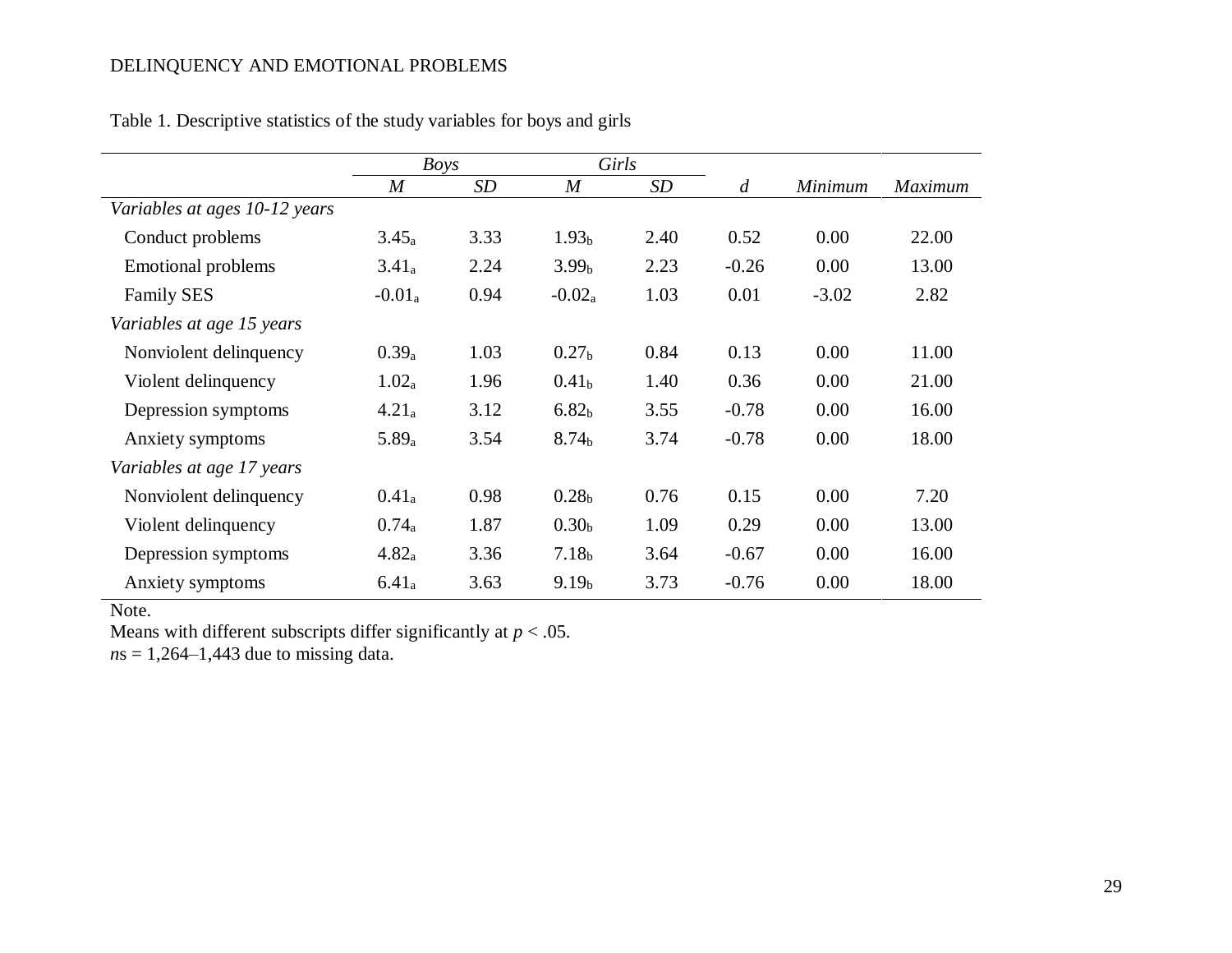Table 1. Descriptive statistics of the study variables for boys and girls

| | *Boys* | | *Girls* | | | | |
|---|---|---|---|---|---|---|---|
| | *M* | *SD* | *M* | *SD* | *d* | *Minimum* | *Maximum* |
| *Variables at ages 10-12 years* | | | | | | | |
| Conduct problems | $3.45_a$ | 3.33 | $1.93_b$ | 2.40 | 0.52 | 0.00 | 22.00 |
| Emotional problems | $3.41_a$ | 2.24 | $3.99_b$ | 2.23 | -0.26 | 0.00 | 13.00 |
| Family SES | $-0.01_a$ | 0.94 | $-0.02_a$ | 1.03 | 0.01 | -3.02 | 2.82 |
| *Variables at age 15 years* | | | | | | | |
| Nonviolent delinquency | $0.39_a$ | 1.03 | $0.27_b$ | 0.84 | 0.13 | 0.00 | 11.00 |
| Violent delinquency | $1.02_a$ | 1.96 | $0.41_b$ | 1.40 | 0.36 | 0.00 | 21.00 |
| Depression symptoms | $4.21_a$ | 3.12 | $6.82_b$ | 3.55 | -0.78 | 0.00 | 16.00 |
| Anxiety symptoms | $5.89_a$ | 3.54 | $8.74_b$ | 3.74 | -0.78 | 0.00 | 18.00 |
| *Variables at age 17 years* | | | | | | | |
| Nonviolent delinquency | $0.41_a$ | 0.98 | $0.28_b$ | 0.76 | 0.15 | 0.00 | 7.20 |
| Violent delinquency | $0.74_a$ | 1.87 | $0.30_b$ | 1.09 | 0.29 | 0.00 | 13.00 |
| Depression symptoms | $4.82_a$ | 3.36 | $7.18_b$ | 3.64 | -0.67 | 0.00 | 16.00 |
| Anxiety symptoms | $6.41_a$ | 3.63 | $9.19_b$ | 3.73 | -0.76 | 0.00 | 18.00 |

Note.
Means with different subscripts differ significantly at $p < .05$.
*n*s = 1,264–1,443 due to missing data.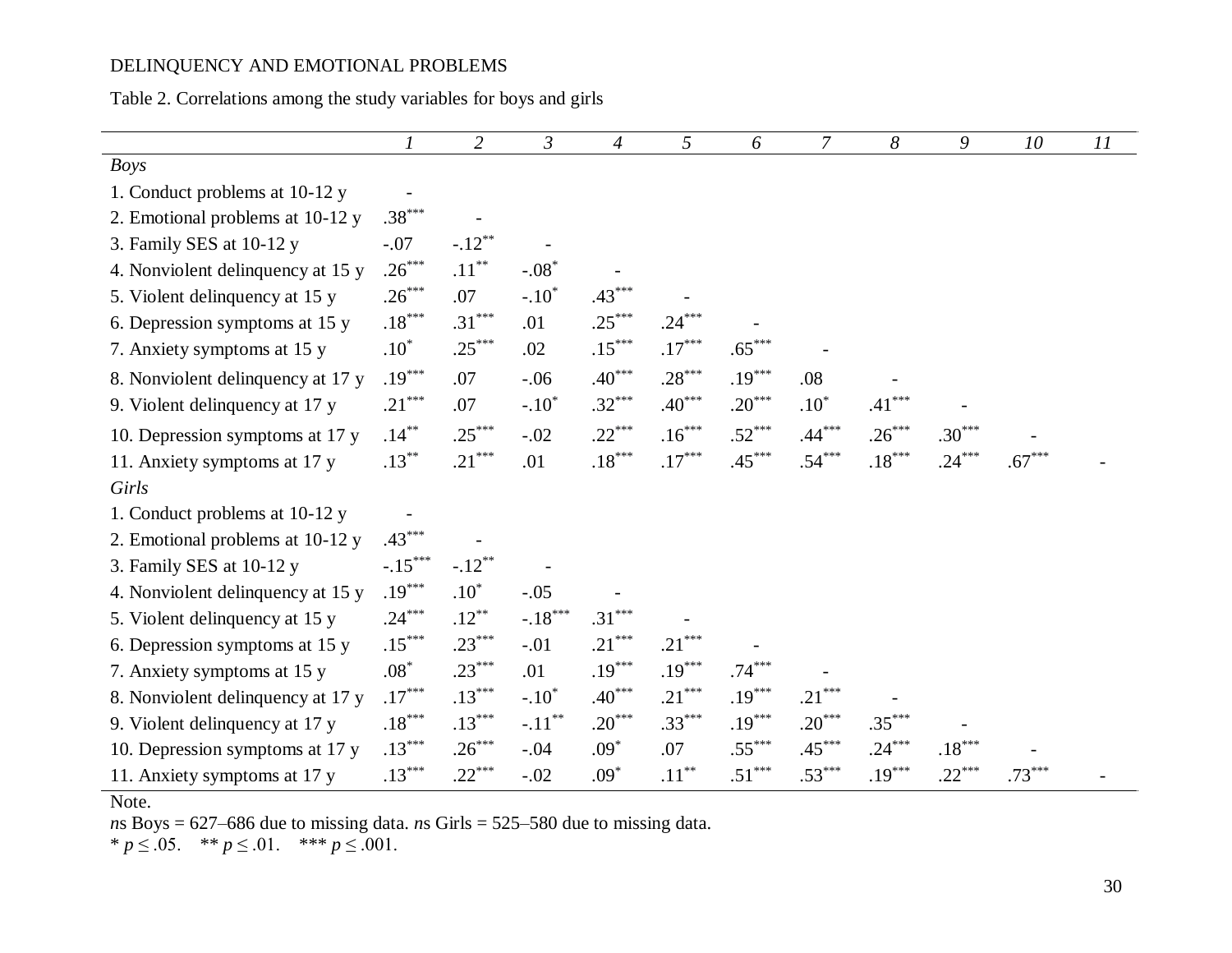Table 2. Correlations among the study variables for boys and girls

| | *1* | *2* | *3* | *4* | *5* | *6* | *7* | *8* | *9* | *10* | *11* |
|---|---|---|---|---|---|---|---|---|---|---|---|
| *Boys* | | | | | | | | | | | |
| 1. Conduct problems at 10-12 y | - | | | | | | | | | | |
| 2. Emotional problems at 10-12 y | .38*** | - | | | | | | | | | |
| 3. Family SES at 10-12 y | -.07 | -.12** | - | | | | | | | | |
| 4. Nonviolent delinquency at 15 y | .26*** | .11** | -.08* | - | | | | | | | |
| 5. Violent delinquency at 15 y | .26*** | .07 | -.10* | .43*** | - | | | | | | |
| 6. Depression symptoms at 15 y | .18*** | .31*** | .01 | .25*** | .24*** | - | | | | | |
| 7. Anxiety symptoms at 15 y | .10* | .25*** | .02 | .15*** | .17*** | .65*** | - | | | | |
| 8. Nonviolent delinquency at 17 y | .19*** | .07 | -.06 | .40*** | .28*** | .19*** | .08 | - | | | |
| 9. Violent delinquency at 17 y | .21*** | .07 | -.10* | .32*** | .40*** | .20*** | .10* | .41*** | - | | |
| 10. Depression symptoms at 17 y | .14** | .25*** | -.02 | .22*** | .16*** | .52*** | .44*** | .26*** | .30*** | - | |
| 11. Anxiety symptoms at 17 y | .13** | .21*** | .01 | .18*** | .17*** | .45*** | .54*** | .18*** | .24*** | .67*** | - |
| *Girls* | | | | | | | | | | | |
| 1. Conduct problems at 10-12 y | - | | | | | | | | | | |
| 2. Emotional problems at 10-12 y | .43*** | - | | | | | | | | | |
| 3. Family SES at 10-12 y | -.15*** | -.12** | - | | | | | | | | |
| 4. Nonviolent delinquency at 15 y | .19*** | .10* | -.05 | - | | | | | | | |
| 5. Violent delinquency at 15 y | .24*** | .12** | -.18*** | .31*** | - | | | | | | |
| 6. Depression symptoms at 15 y | .15*** | .23*** | -.01 | .21*** | .21*** | - | | | | | |
| 7. Anxiety symptoms at 15 y | .08* | .23*** | .01 | .19*** | .19*** | .74*** | - | | | | |
| 8. Nonviolent delinquency at 17 y | .17*** | .13*** | -.10* | .40*** | .21*** | .19*** | .21*** | - | | | |
| 9. Violent delinquency at 17 y | .18*** | .13*** | -.11** | .20*** | .33*** | .19*** | .20*** | .35*** | - | | |
| 10. Depression symptoms at 17 y | .13*** | .26*** | -.04 | .09* | .07 | .55*** | .45*** | .24*** | .18*** | - | |
| 11. Anxiety symptoms at 17 y | .13*** | .22*** | -.02 | .09* | .11** | .51*** | .53*** | .19*** | .22*** | .73*** | - |

Note.

*n*s Boys = 627–686 due to missing data. *n*s Girls = 525–580 due to missing data.

\* $p \leq .05$. \*\* $p \leq .01$. \*\*\* $p \leq .001$.